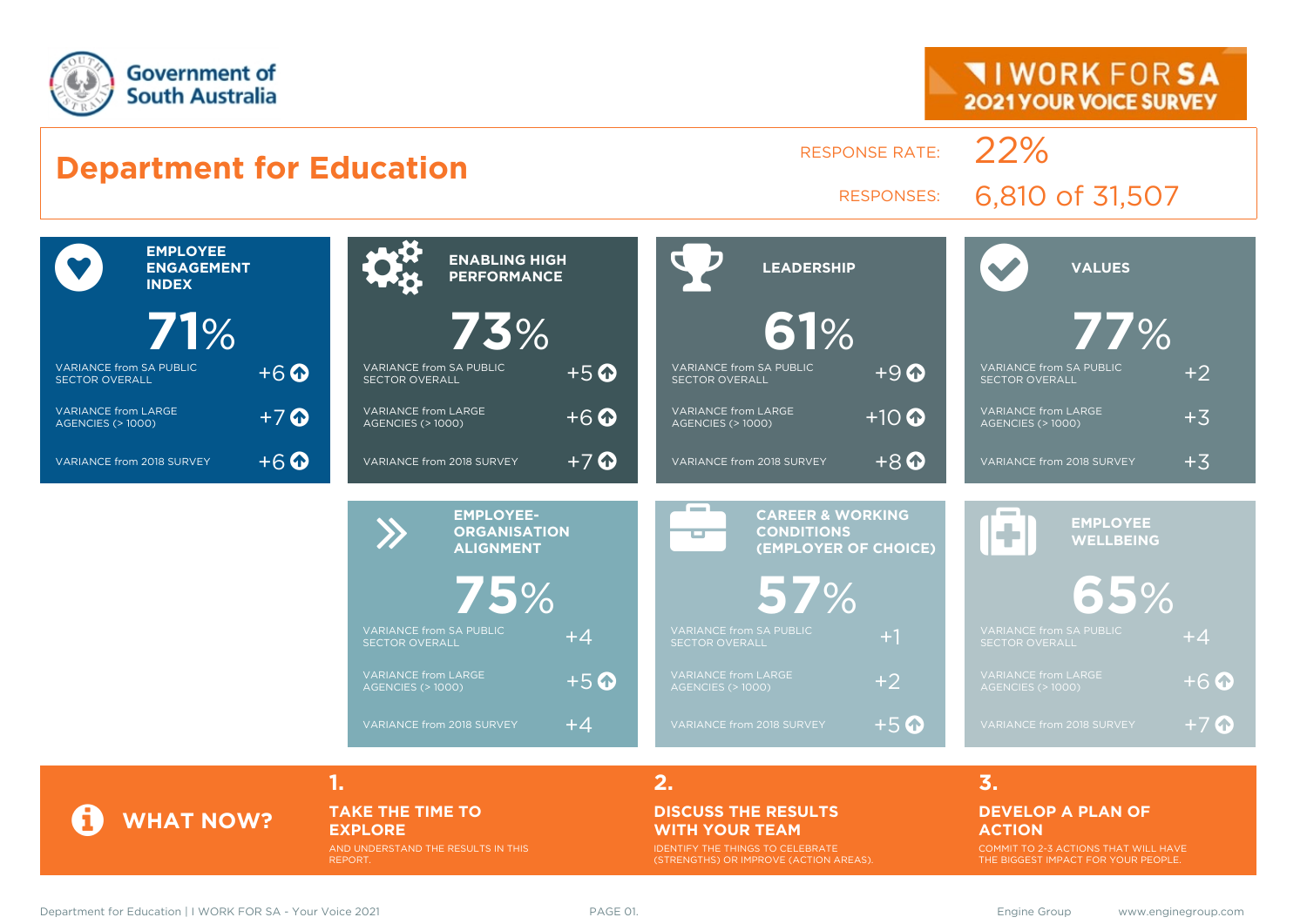Government of South Australia

I WORK FOR SA
2021 YOUR VOICE SURVEY

# Department for Education

RESPONSE RATE: 22%

RESPONSES: 6,810 of 31,507

| Measure | Score | Variance from SA Public Sector Overall | Variance from Large Agencies (> 1000) | Variance from 2018 Survey |
|---|---|---|---|---|
| Employee Engagement Index | 71% | +6 | +7 | +6 |
| Enabling High Performance | 73% | +5 | +6 | +7 |
| Leadership | 61% | +9 | +10 | +8 |
| Values | 77% | +2 | +3 | +3 |
| Employee-Organisation Alignment | 75% | +4 | +5 | +4 |
| Career & Working Conditions (Employer of Choice) | 57% | +1 | +2 | +5 |
| Employee Wellbeing | 65% | +4 | +6 | +7 |

## WHAT NOW?

**1. TAKE THE TIME TO EXPLORE**
AND UNDERSTAND THE RESULTS IN THIS REPORT.

**2. DISCUSS THE RESULTS WITH YOUR TEAM**
IDENTIFY THE THINGS TO CELEBRATE (STRENGTHS) OR IMPROVE (ACTION AREAS).

**3. DEVELOP A PLAN OF ACTION**
COMMIT TO 2-3 ACTIONS THAT WILL HAVE THE BIGGEST IMPACT FOR YOUR PEOPLE.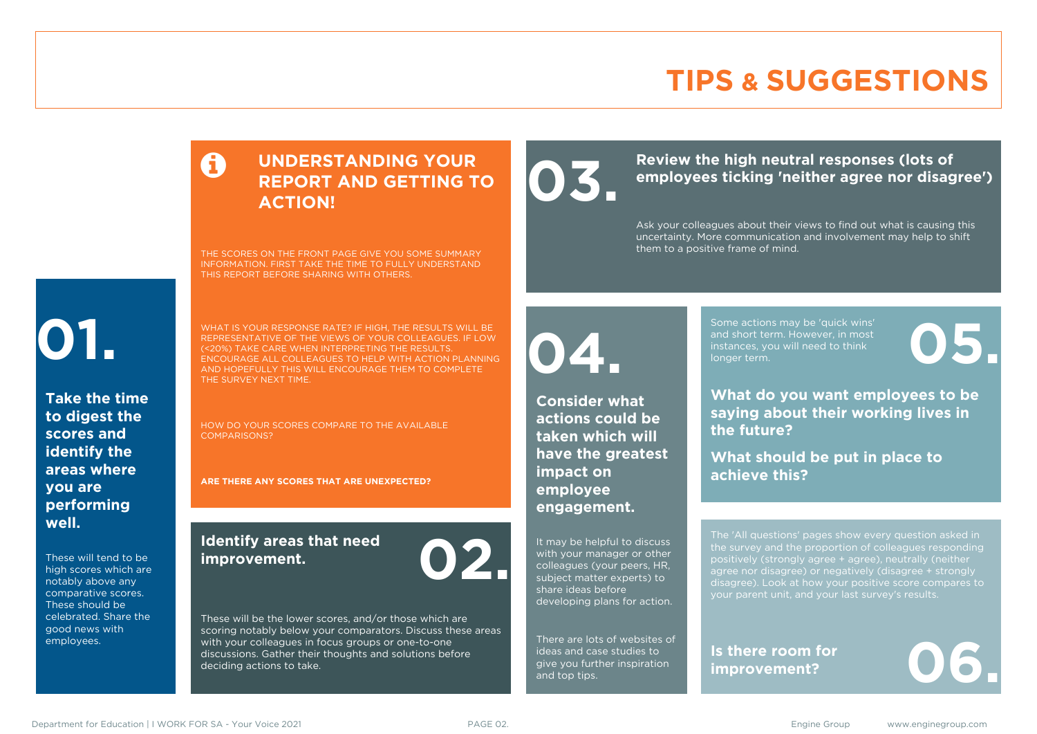# TIPS & SUGGESTIONS

## UNDERSTANDING YOUR REPORT AND GETTING TO ACTION!

THE SCORES ON THE FRONT PAGE GIVE YOU SOME SUMMARY INFORMATION. FIRST TAKE THE TIME TO FULLY UNDERSTAND THIS REPORT BEFORE SHARING WITH OTHERS.

WHAT IS YOUR RESPONSE RATE? IF HIGH, THE RESULTS WILL BE REPRESENTATIVE OF THE VIEWS OF YOUR COLLEAGUES. IF LOW (<20%) TAKE CARE WHEN INTERPRETING THE RESULTS. ENCOURAGE ALL COLLEAGUES TO HELP WITH ACTION PLANNING AND HOPEFULLY THIS WILL ENCOURAGE THEM TO COMPLETE THE SURVEY NEXT TIME.

HOW DO YOUR SCORES COMPARE TO THE AVAILABLE COMPARISONS?

**ARE THERE ANY SCORES THAT ARE UNEXPECTED?**

## 01.

### Take the time to digest the scores and identify the areas where you are performing well.

These will tend to be high scores which are notably above any comparative scores. These should be celebrated. Share the good news with employees.

## 02.

### Identify areas that need improvement.

These will be the lower scores, and/or those which are scoring notably below your comparators. Discuss these areas with your colleagues in focus groups or one-to-one discussions. Gather their thoughts and solutions before deciding actions to take.

## 03.

### Review the high neutral responses (lots of employees ticking 'neither agree nor disagree')

Ask your colleagues about their views to find out what is causing this uncertainty. More communication and involvement may help to shift them to a positive frame of mind.

## 04.

### Consider what actions could be taken which will have the greatest impact on employee engagement.

It may be helpful to discuss with your manager or other colleagues (your peers, HR, subject matter experts) to share ideas before developing plans for action.

There are lots of websites of ideas and case studies to give you further inspiration and top tips.

## 05.

Some actions may be 'quick wins' and short term. However, in most instances, you will need to think longer term.

### What do you want employees to be saying about their working lives in the future?

### What should be put in place to achieve this?

## 06.

The 'All questions' pages show every question asked in the survey and the proportion of colleagues responding positively (strongly agree + agree), neutrally (neither agree nor disagree) or negatively (disagree + strongly disagree). Look at how your positive score compares to your parent unit, and your last survey's results.

### Is there room for improvement?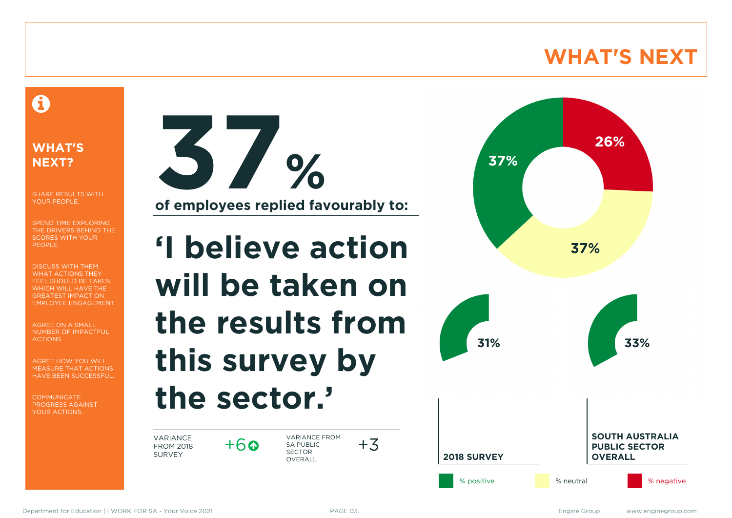# WHAT'S NEXT

## WHAT'S NEXT?

SHARE RESULTS WITH YOUR PEOPLE.

SPEND TIME EXPLORING THE DRIVERS BEHIND THE SCORES WITH YOUR PEOPLE.

DISCUSS WITH THEM WHAT ACTIONS THEY FEEL SHOULD BE TAKEN WHICH WILL HAVE THE GREATEST IMPACT ON EMPLOYEE ENGAGEMENT.

AGREE ON A SMALL NUMBER OF IMPACTFUL ACTIONS.

AGREE HOW YOU WILL MEASURE THAT ACTIONS HAVE BEEN SUCCESSFUL.

COMMUNICATE PROGRESS AGAINST YOUR ACTIONS.

**37%**

**of employees replied favourably to:**

**'I believe action will be taken on the results from this survey by the sector.'**

| VARIANCE FROM 2018 SURVEY | +6 ↑ | VARIANCE FROM SA PUBLIC SECTOR OVERALL | +3 |
|---|---|---|---|

| | % positive | % neutral | % negative |
|---|---|---|---|
| Current | 37% | 37% | 26% |
| 2018 SURVEY | 31% | | |
| SOUTH AUSTRALIA PUBLIC SECTOR OVERALL | 33% | | |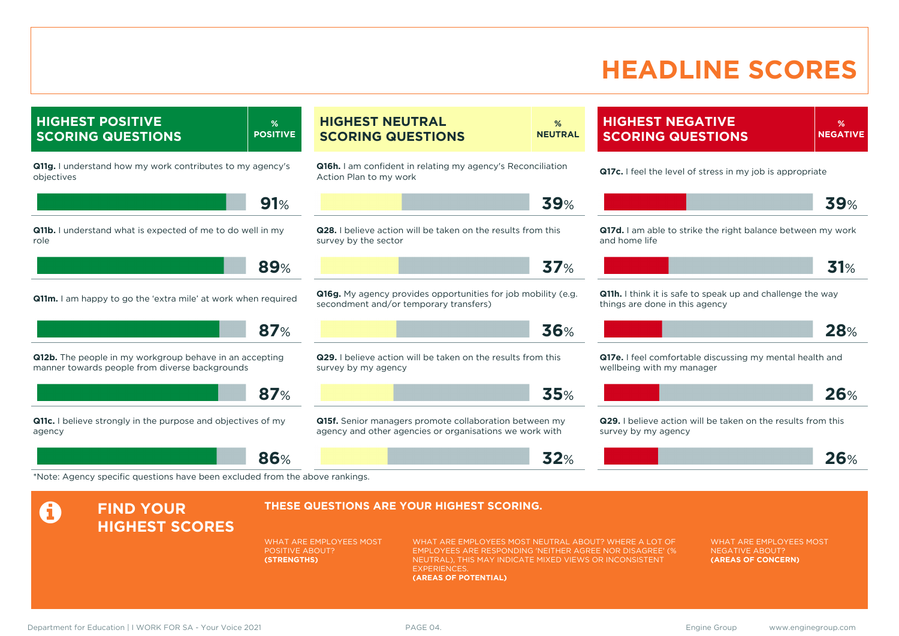# HEADLINE SCORES

## HIGHEST POSITIVE SCORING QUESTIONS

| Question | % POSITIVE |
| --- | --- |
| **Q11g.** I understand how my work contributes to my agency's objectives | 91% |
| **Q11b.** I understand what is expected of me to do well in my role | 89% |
| **Q11m.** I am happy to go the 'extra mile' at work when required | 87% |
| **Q12b.** The people in my workgroup behave in an accepting manner towards people from diverse backgrounds | 87% |
| **Q11c.** I believe strongly in the purpose and objectives of my agency | 86% |

## HIGHEST NEUTRAL SCORING QUESTIONS

| Question | % NEUTRAL |
| --- | --- |
| **Q16h.** I am confident in relating my agency's Reconciliation Action Plan to my work | 39% |
| **Q28.** I believe action will be taken on the results from this survey by the sector | 37% |
| **Q16g.** My agency provides opportunities for job mobility (e.g. secondment and/or temporary transfers) | 36% |
| **Q29.** I believe action will be taken on the results from this survey by my agency | 35% |
| **Q15f.** Senior managers promote collaboration between my agency and other agencies or organisations we work with | 32% |

## HIGHEST NEGATIVE SCORING QUESTIONS

| Question | % NEGATIVE |
| --- | --- |
| **Q17c.** I feel the level of stress in my job is appropriate | 39% |
| **Q17d.** I am able to strike the right balance between my work and home life | 31% |
| **Q11h.** I think it is safe to speak up and challenge the way things are done in this agency | 28% |
| **Q17e.** I feel comfortable discussing my mental health and wellbeing with my manager | 26% |
| **Q29.** I believe action will be taken on the results from this survey by my agency | 26% |

*Note: Agency specific questions have been excluded from the above rankings.

## FIND YOUR HIGHEST SCORES

**THESE QUESTIONS ARE YOUR HIGHEST SCORING.**

WHAT ARE EMPLOYEES MOST POSITIVE ABOUT?
**(STRENGTHS)**

WHAT ARE EMPLOYEES MOST NEUTRAL ABOUT? WHERE A LOT OF EMPLOYEES ARE RESPONDING 'NEITHER AGREE NOR DISAGREE' (% NEUTRAL), THIS MAY INDICATE MIXED VIEWS OR INCONSISTENT EXPERIENCES.
**(AREAS OF POTENTIAL)**

WHAT ARE EMPLOYEES MOST NEGATIVE ABOUT?
**(AREAS OF CONCERN)**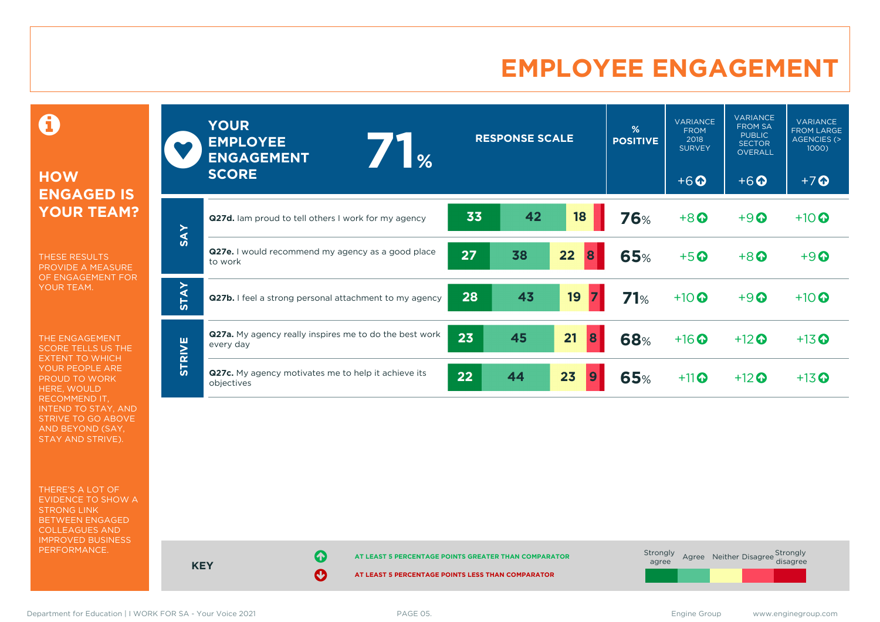# EMPLOYEE ENGAGEMENT

## HOW ENGAGED IS YOUR TEAM?

THESE RESULTS PROVIDE A MEASURE OF ENGAGEMENT FOR YOUR TEAM.

THE ENGAGEMENT SCORE TELLS US THE EXTENT TO WHICH YOUR PEOPLE ARE PROUD TO WORK HERE, WOULD RECOMMEND IT, INTEND TO STAY, AND STRIVE TO GO ABOVE AND BEYOND (SAY, STAY AND STRIVE).

THERE'S A LOT OF EVIDENCE TO SHOW A STRONG LINK BETWEEN ENGAGED COLLEAGUES AND IMPROVED BUSINESS PERFORMANCE.

**YOUR EMPLOYEE ENGAGEMENT SCORE: 71%**

| | Question | Strongly agree | Agree | Neither | Disagree / Strongly disagree | % POSITIVE | VARIANCE FROM 2018 SURVEY (+6) | VARIANCE FROM SA PUBLIC SECTOR OVERALL (+6) | VARIANCE FROM LARGE AGENCIES (> 1000) (+7) |
|---|---|---|---|---|---|---|---|---|---|
| SAY | **Q27d.** Iam proud to tell others I work for my agency | 33 | 42 | 18 | | 76% | +8 | +9 | +10 |
| SAY | **Q27e.** I would recommend my agency as a good place to work | 27 | 38 | 22 | 8 | 65% | +5 | +8 | +9 |
| STAY | **Q27b.** I feel a strong personal attachment to my agency | 28 | 43 | 19 | 7 | 71% | +10 | +9 | +10 |
| STRIVE | **Q27a.** My agency really inspires me to do the best work every day | 23 | 45 | 21 | 8 | 68% | +16 | +12 | +13 |
| STRIVE | **Q27c.** My agency motivates me to help it achieve its objectives | 22 | 44 | 23 | 9 | 65% | +11 | +12 | +13 |

**KEY**

- ↑ AT LEAST 5 PERCENTAGE POINTS GREATER THAN COMPARATOR
- ↓ AT LEAST 5 PERCENTAGE POINTS LESS THAN COMPARATOR

Response scale: Strongly agree, Agree, Neither, Disagree, Strongly disagree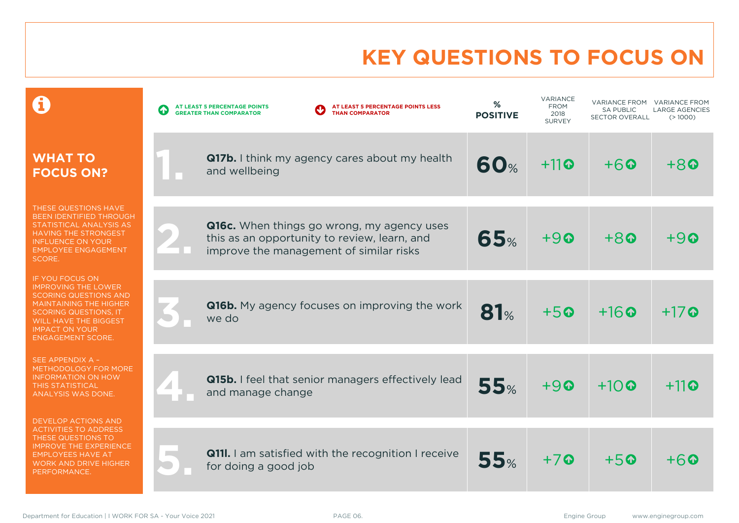# KEY QUESTIONS TO FOCUS ON

## WHAT TO FOCUS ON?

THESE QUESTIONS HAVE BEEN IDENTIFIED THROUGH STATISTICAL ANALYSIS AS HAVING THE STRONGEST INFLUENCE ON YOUR EMPLOYEE ENGAGEMENT SCORE.

IF YOU FOCUS ON IMPROVING THE LOWER SCORING QUESTIONS AND MAINTAINING THE HIGHER SCORING QUESTIONS, IT WILL HAVE THE BIGGEST IMPACT ON YOUR ENGAGEMENT SCORE.

SEE APPENDIX A – METHODOLOGY FOR MORE INFORMATION ON HOW THIS STATISTICAL ANALYSIS WAS DONE.

DEVELOP ACTIONS AND ACTIVITIES TO ADDRESS THESE QUESTIONS TO IMPROVE THE EXPERIENCE EMPLOYEES HAVE AT WORK AND DRIVE HIGHER PERFORMANCE.

↑ AT LEAST 5 PERCENTAGE POINTS GREATER THAN COMPARATOR

↓ AT LEAST 5 PERCENTAGE POINTS LESS THAN COMPARATOR

| # | Question | % POSITIVE | VARIANCE FROM 2018 SURVEY | VARIANCE FROM SA PUBLIC SECTOR OVERALL | VARIANCE FROM LARGE AGENCIES (> 1000) |
|---|---|---|---|---|---|
| 1. | **Q17b.** I think my agency cares about my health and wellbeing | 60% | +11 ↑ | +6 ↑ | +8 ↑ |
| 2. | **Q16c.** When things go wrong, my agency uses this as an opportunity to review, learn, and improve the management of similar risks | 65% | +9 ↑ | +8 ↑ | +9 ↑ |
| 3. | **Q16b.** My agency focuses on improving the work we do | 81% | +5 ↑ | +16 ↑ | +17 ↑ |
| 4. | **Q15b.** I feel that senior managers effectively lead and manage change | 55% | +9 ↑ | +10 ↑ | +11 ↑ |
| 5. | **Q11l.** I am satisfied with the recognition I receive for doing a good job | 55% | +7 ↑ | +5 ↑ | +6 ↑ |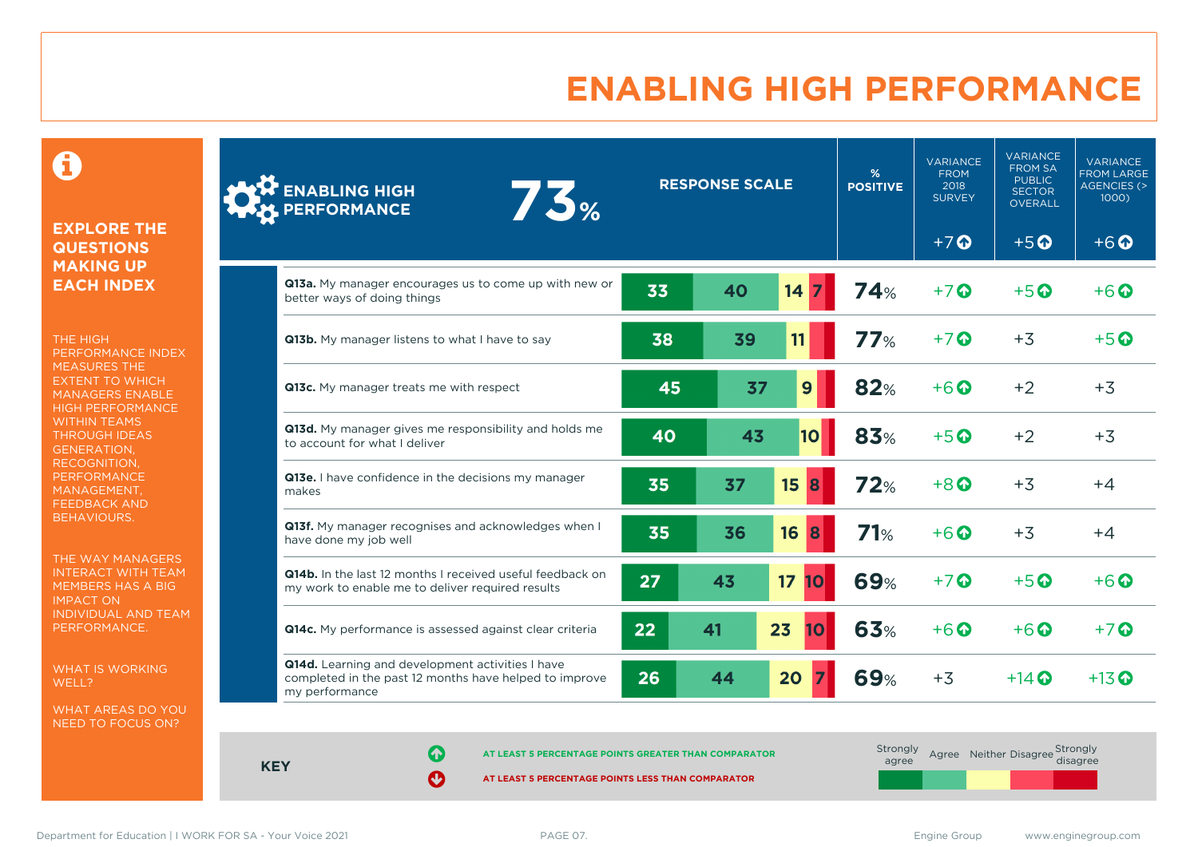# ENABLING HIGH PERFORMANCE

**EXPLORE THE QUESTIONS MAKING UP EACH INDEX**

THE HIGH PERFORMANCE INDEX MEASURES THE EXTENT TO WHICH MANAGERS ENABLE HIGH PERFORMANCE WITHIN TEAMS THROUGH IDEAS GENERATION, RECOGNITION, PERFORMANCE MANAGEMENT, FEEDBACK AND BEHAVIOURS.

THE WAY MANAGERS INTERACT WITH TEAM MEMBERS HAS A BIG IMPACT ON INDIVIDUAL AND TEAM PERFORMANCE.

WHAT IS WORKING WELL?

WHAT AREAS DO YOU NEED TO FOCUS ON?

| ENABLING HIGH PERFORMANCE 73% | RESPONSE SCALE (Strongly agree / Agree / Neither / Disagree / Strongly disagree) | % POSITIVE | VARIANCE FROM 2018 SURVEY | VARIANCE FROM SA PUBLIC SECTOR OVERALL | VARIANCE FROM LARGE AGENCIES (> 1000) |
|---|---|---|---|---|---|
| | | | +7 ⬆ | +5 ⬆ | +6 ⬆ |
| **Q13a.** My manager encourages us to come up with new or better ways of doing things | 33 / 40 / 14 / 7 | 74% | +7 ⬆ | +5 ⬆ | +6 ⬆ |
| **Q13b.** My manager listens to what I have to say | 38 / 39 / 11 | 77% | +7 ⬆ | +3 | +5 ⬆ |
| **Q13c.** My manager treats me with respect | 45 / 37 / 9 | 82% | +6 ⬆ | +2 | +3 |
| **Q13d.** My manager gives me responsibility and holds me to account for what I deliver | 40 / 43 / 10 | 83% | +5 ⬆ | +2 | +3 |
| **Q13e.** I have confidence in the decisions my manager makes | 35 / 37 / 15 / 8 | 72% | +8 ⬆ | +3 | +4 |
| **Q13f.** My manager recognises and acknowledges when I have done my job well | 35 / 36 / 16 / 8 | 71% | +6 ⬆ | +3 | +4 |
| **Q14b.** In the last 12 months I received useful feedback on my work to enable me to deliver required results | 27 / 43 / 17 / 10 | 69% | +7 ⬆ | +5 ⬆ | +6 ⬆ |
| **Q14c.** My performance is assessed against clear criteria | 22 / 41 / 23 / 10 | 63% | +6 ⬆ | +6 ⬆ | +7 ⬆ |
| **Q14d.** Learning and development activities I have completed in the past 12 months have helped to improve my performance | 26 / 44 / 20 / 7 | 69% | +3 | +14 ⬆ | +13 ⬆ |

**KEY**

⬆ AT LEAST 5 PERCENTAGE POINTS GREATER THAN COMPARATOR

⬇ AT LEAST 5 PERCENTAGE POINTS LESS THAN COMPARATOR

Strongly agree | Agree | Neither | Disagree | Strongly disagree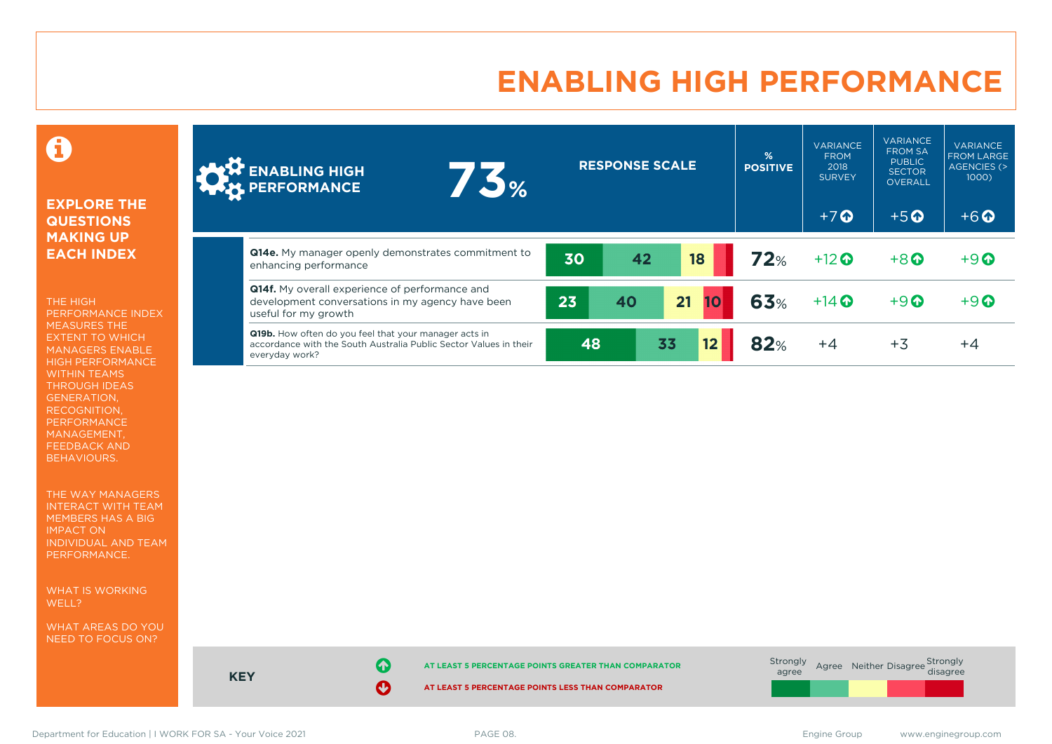# ENABLING HIGH PERFORMANCE

## EXPLORE THE QUESTIONS MAKING UP EACH INDEX

THE HIGH PERFORMANCE INDEX MEASURES THE EXTENT TO WHICH MANAGERS ENABLE HIGH PERFORMANCE WITHIN TEAMS THROUGH IDEAS GENERATION, RECOGNITION, PERFORMANCE MANAGEMENT, FEEDBACK AND BEHAVIOURS.

THE WAY MANAGERS INTERACT WITH TEAM MEMBERS HAS A BIG IMPACT ON INDIVIDUAL AND TEAM PERFORMANCE.

WHAT IS WORKING WELL?

WHAT AREAS DO YOU NEED TO FOCUS ON?

| ENABLING HIGH PERFORMANCE 73% | RESPONSE SCALE (Strongly agree / Agree / Neither / Disagree / Strongly disagree) | % POSITIVE | VARIANCE FROM 2018 SURVEY | VARIANCE FROM SA PUBLIC SECTOR OVERALL | VARIANCE FROM LARGE AGENCIES (> 1000) |
|---|---|---|---|---|---|
| | | | +7 ↑ | +5 ↑ | +6 ↑ |
| **Q14e.** My manager openly demonstrates commitment to enhancing performance | 30 / 42 / 18 / – / – | 72% | +12 ↑ | +8 ↑ | +9 ↑ |
| **Q14f.** My overall experience of performance and development conversations in my agency have been useful for my growth | 23 / 40 / 21 / 10 / – | 63% | +14 ↑ | +9 ↑ | +9 ↑ |
| **Q19b.** How often do you feel that your manager acts in accordance with the South Australia Public Sector Values in their everyday work? | 48 / 33 / 12 / – / – | 82% | +4 | +3 | +4 |

**KEY**

↑ AT LEAST 5 PERCENTAGE POINTS GREATER THAN COMPARATOR

↓ AT LEAST 5 PERCENTAGE POINTS LESS THAN COMPARATOR

Strongly agree | Agree | Neither | Disagree | Strongly disagree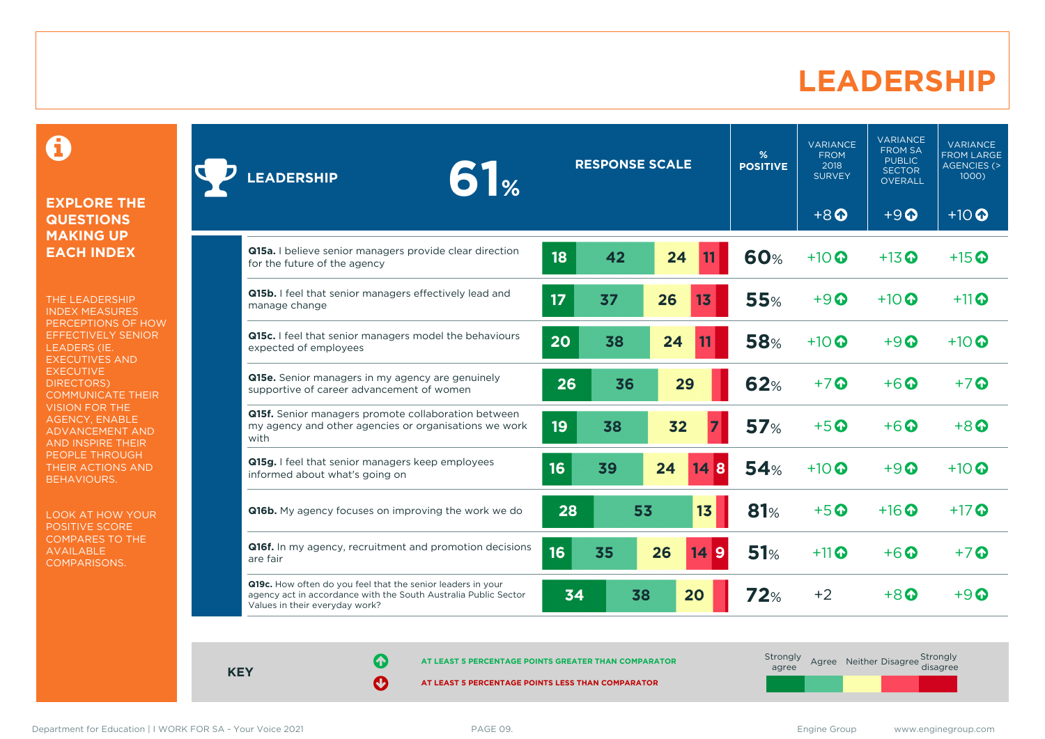# LEADERSHIP

**EXPLORE THE QUESTIONS MAKING UP EACH INDEX**

THE LEADERSHIP INDEX MEASURES PERCEPTIONS OF HOW EFFECTIVELY SENIOR LEADERS (IE. EXECUTIVES AND EXECUTIVE DIRECTORS) COMMUNICATE THEIR VISION FOR THE AGENCY, ENABLE ADVANCEMENT AND AND INSPIRE THEIR PEOPLE THROUGH THEIR ACTIONS AND BEHAVIOURS.

LOOK AT HOW YOUR POSITIVE SCORE COMPARES TO THE AVAILABLE COMPARISONS.

| LEADERSHIP 61% | Strongly agree | Agree | Neither | Disagree | Strongly disagree | % POSITIVE | VARIANCE FROM 2018 SURVEY | VARIANCE FROM SA PUBLIC SECTOR OVERALL | VARIANCE FROM LARGE AGENCIES (> 1000) |
|---|---|---|---|---|---|---|---|---|---|
| Index | | | | | | 61% | +8 ↑ | +9 ↑ | +10 ↑ |
| **Q15a.** I believe senior managers provide clear direction for the future of the agency | 18 | 42 | 24 | 11 | | 60% | +10 ↑ | +13 ↑ | +15 ↑ |
| **Q15b.** I feel that senior managers effectively lead and manage change | 17 | 37 | 26 | 13 | | 55% | +9 ↑ | +10 ↑ | +11 ↑ |
| **Q15c.** I feel that senior managers model the behaviours expected of employees | 20 | 38 | 24 | 11 | | 58% | +10 ↑ | +9 ↑ | +10 ↑ |
| **Q15e.** Senior managers in my agency are genuinely supportive of career advancement of women | 26 | 36 | 29 | | | 62% | +7 ↑ | +6 ↑ | +7 ↑ |
| **Q15f.** Senior managers promote collaboration between my agency and other agencies or organisations we work with | 19 | 38 | 32 | 7 | | 57% | +5 ↑ | +6 ↑ | +8 ↑ |
| **Q15g.** I feel that senior managers keep employees informed about what's going on | 16 | 39 | 24 | 14 | 8 | 54% | +10 ↑ | +9 ↑ | +10 ↑ |
| **Q16b.** My agency focuses on improving the work we do | 28 | 53 | 13 | | | 81% | +5 ↑ | +16 ↑ | +17 ↑ |
| **Q16f.** In my agency, recruitment and promotion decisions are fair | 16 | 35 | 26 | 14 | 9 | 51% | +11 ↑ | +6 ↑ | +7 ↑ |
| **Q19c.** How often do you feel that the senior leaders in your agency act in accordance with the South Australia Public Sector Values in their everyday work? | 34 | 38 | 20 | | | 72% | +2 | +8 ↑ | +9 ↑ |

**KEY**

↑ AT LEAST 5 PERCENTAGE POINTS GREATER THAN COMPARATOR

↓ AT LEAST 5 PERCENTAGE POINTS LESS THAN COMPARATOR

Strongly agree | Agree | Neither | Disagree | Strongly disagree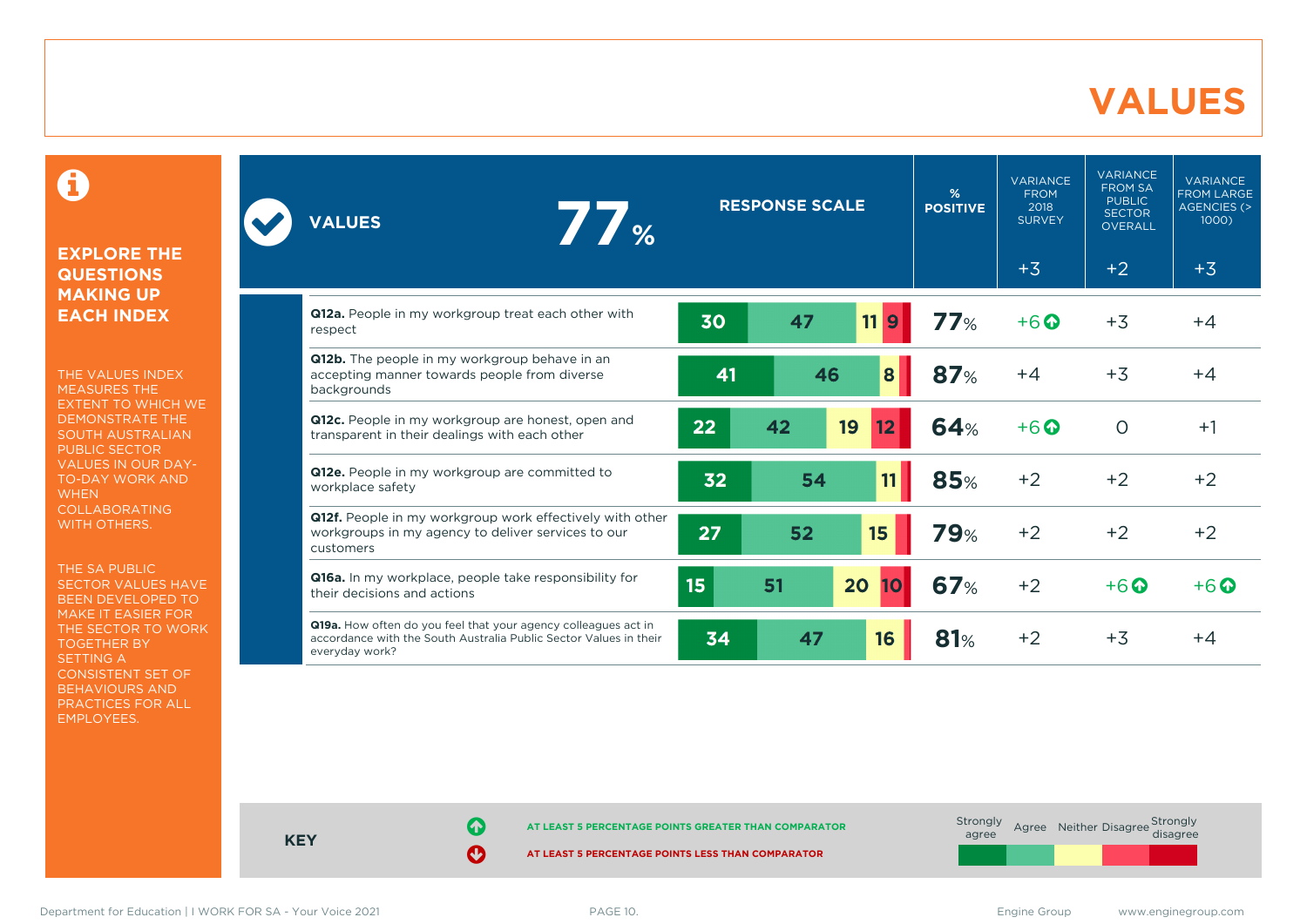# VALUES

**EXPLORE THE QUESTIONS MAKING UP EACH INDEX**

THE VALUES INDEX MEASURES THE EXTENT TO WHICH WE DEMONSTRATE THE SOUTH AUSTRALIAN PUBLIC SECTOR VALUES IN OUR DAY-TO-DAY WORK AND WHEN COLLABORATING WITH OTHERS.

THE SA PUBLIC SECTOR VALUES HAVE BEEN DEVELOPED TO MAKE IT EASIER FOR THE SECTOR TO WORK TOGETHER BY SETTING A CONSISTENT SET OF BEHAVIOURS AND PRACTICES FOR ALL EMPLOYEES.

| VALUES 77% | RESPONSE SCALE (Strongly agree / Agree / Neither / Disagree / Strongly disagree) | % POSITIVE | VARIANCE FROM 2018 SURVEY +3 | VARIANCE FROM SA PUBLIC SECTOR OVERALL +2 | VARIANCE FROM LARGE AGENCIES (> 1000) +3 |
|---|---|---|---|---|---|
| **Q12a.** People in my workgroup treat each other with respect | 30 / 47 / 11 / 9 | 77% | +6 ↑ | +3 | +4 |
| **Q12b.** The people in my workgroup behave in an accepting manner towards people from diverse backgrounds | 41 / 46 / 8 | 87% | +4 | +3 | +4 |
| **Q12c.** People in my workgroup are honest, open and transparent in their dealings with each other | 22 / 42 / 19 / 12 | 64% | +6 ↑ | 0 | +1 |
| **Q12e.** People in my workgroup are committed to workplace safety | 32 / 54 / 11 | 85% | +2 | +2 | +2 |
| **Q12f.** People in my workgroup work effectively with other workgroups in my agency to deliver services to our customers | 27 / 52 / 15 | 79% | +2 | +2 | +2 |
| **Q16a.** In my workplace, people take responsibility for their decisions and actions | 15 / 51 / 20 / 10 | 67% | +2 | +6 ↑ | +6 ↑ |
| **Q19a.** How often do you feel that your agency colleagues act in accordance with the South Australia Public Sector Values in their everyday work? | 34 / 47 / 16 | 81% | +2 | +3 | +4 |

**KEY**

↑ AT LEAST 5 PERCENTAGE POINTS GREATER THAN COMPARATOR

↓ AT LEAST 5 PERCENTAGE POINTS LESS THAN COMPARATOR

Strongly agree | Agree | Neither | Disagree | Strongly disagree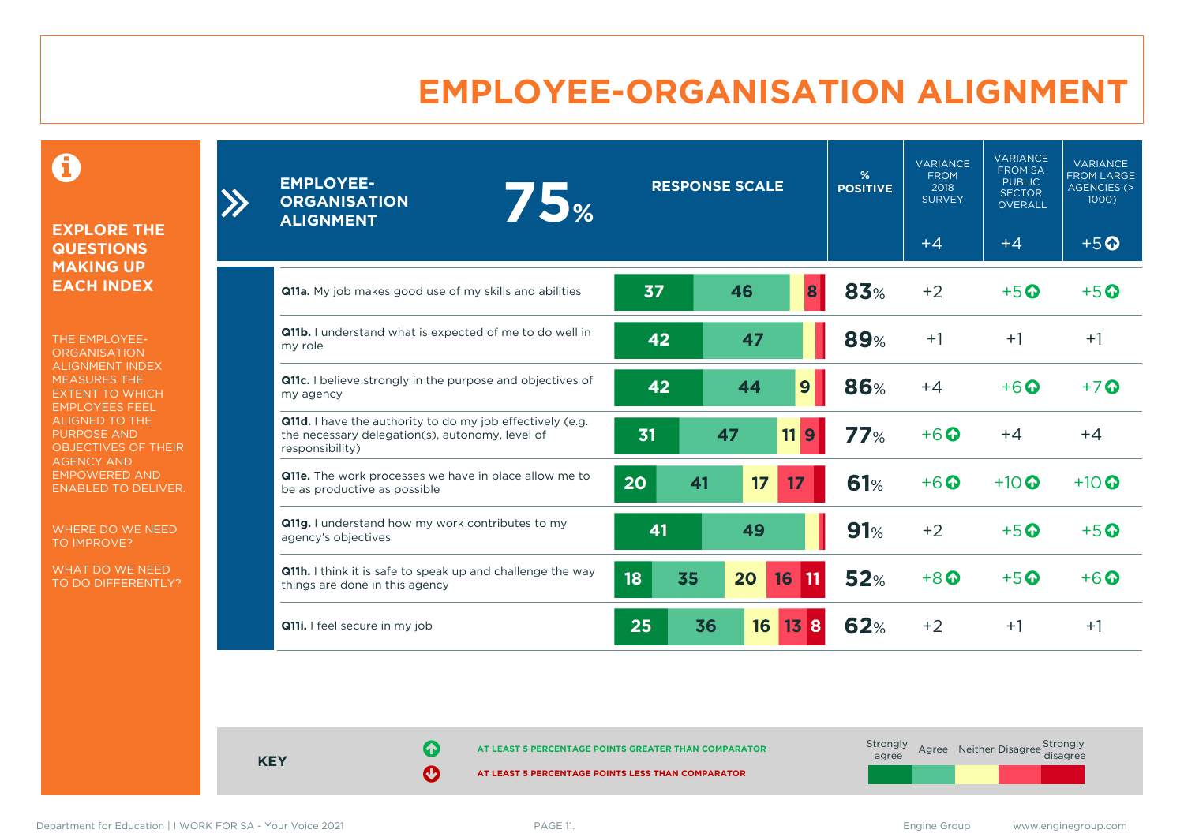# EMPLOYEE-ORGANISATION ALIGNMENT

## EXPLORE THE QUESTIONS MAKING UP EACH INDEX

THE EMPLOYEE-ORGANISATION ALIGNMENT INDEX MEASURES THE EXTENT TO WHICH EMPLOYEES FEEL ALIGNED TO THE PURPOSE AND OBJECTIVES OF THEIR AGENCY AND EMPOWERED AND ENABLED TO DELIVER.

WHERE DO WE NEED TO IMPROVE?

WHAT DO WE NEED TO DO DIFFERENTLY?

| EMPLOYEE-ORGANISATION ALIGNMENT 75% | Strongly agree | Agree | Neither | Disagree | Strongly disagree | % POSITIVE | VARIANCE FROM 2018 SURVEY | VARIANCE FROM SA PUBLIC SECTOR OVERALL | VARIANCE FROM LARGE AGENCIES (> 1000) |
|---|---|---|---|---|---|---|---|---|---|
| | | | | | | | +4 | +4 | +5 ⬆ |
| **Q11a.** My job makes good use of my skills and abilities | 37 | 46 | | 8 | | 83% | +2 | +5 ⬆ | +5 ⬆ |
| **Q11b.** I understand what is expected of me to do well in my role | 42 | 47 | | | | 89% | +1 | +1 | +1 |
| **Q11c.** I believe strongly in the purpose and objectives of my agency | 42 | 44 | 9 | | | 86% | +4 | +6 ⬆ | +7 ⬆ |
| **Q11d.** I have the authority to do my job effectively (e.g. the necessary delegation(s), autonomy, level of responsibility) | 31 | 47 | 11 | 9 | | 77% | +6 ⬆ | +4 | +4 |
| **Q11e.** The work processes we have in place allow me to be as productive as possible | 20 | 41 | 17 | 17 | | 61% | +6 ⬆ | +10 ⬆ | +10 ⬆ |
| **Q11g.** I understand how my work contributes to my agency's objectives | 41 | 49 | | | | 91% | +2 | +5 ⬆ | +5 ⬆ |
| **Q11h.** I think it is safe to speak up and challenge the way things are done in this agency | 18 | 35 | 20 | 16 | 11 | 52% | +8 ⬆ | +5 ⬆ | +6 ⬆ |
| **Q11i.** I feel secure in my job | 25 | 36 | 16 | 13 | 8 | 62% | +2 | +1 | +1 |

**KEY**

⬆ AT LEAST 5 PERCENTAGE POINTS GREATER THAN COMPARATOR

⬇ AT LEAST 5 PERCENTAGE POINTS LESS THAN COMPARATOR

Strongly agree | Agree | Neither | Disagree | Strongly disagree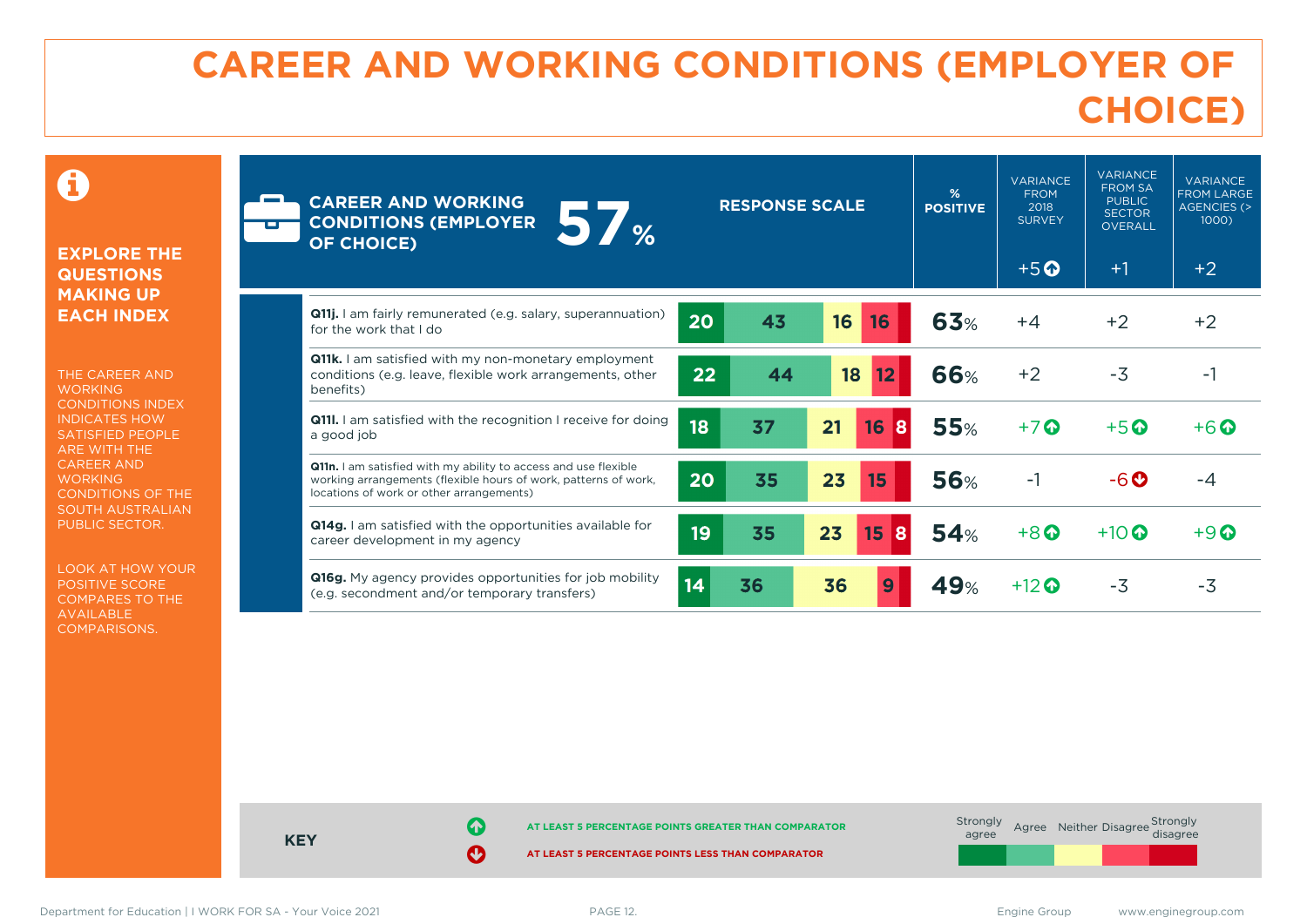# CAREER AND WORKING CONDITIONS (EMPLOYER OF CHOICE)

**EXPLORE THE QUESTIONS MAKING UP EACH INDEX**

THE CAREER AND WORKING CONDITIONS INDEX INDICATES HOW SATISFIED PEOPLE ARE WITH THE CAREER AND WORKING CONDITIONS OF THE SOUTH AUSTRALIAN PUBLIC SECTOR.

LOOK AT HOW YOUR POSITIVE SCORE COMPARES TO THE AVAILABLE COMPARISONS.

| CAREER AND WORKING CONDITIONS (EMPLOYER OF CHOICE) 57% | Strongly agree | Agree | Neither | Disagree | Strongly disagree | % POSITIVE | VARIANCE FROM 2018 SURVEY | VARIANCE FROM SA PUBLIC SECTOR OVERALL | VARIANCE FROM LARGE AGENCIES (> 1000) |
|---|---|---|---|---|---|---|---|---|---|
| Index | | | | | | 57% | +5 ↑ | +1 | +2 |
| **Q11j.** I am fairly remunerated (e.g. salary, superannuation) for the work that I do | 20 | 43 | 16 | 16 | | 63% | +4 | +2 | +2 |
| **Q11k.** I am satisfied with my non-monetary employment conditions (e.g. leave, flexible work arrangements, other benefits) | 22 | 44 | 18 | 12 | | 66% | +2 | -3 | -1 |
| **Q11l.** I am satisfied with the recognition I receive for doing a good job | 18 | 37 | 21 | 16 | 8 | 55% | +7 ↑ | +5 ↑ | +6 ↑ |
| **Q11n.** I am satisfied with my ability to access and use flexible working arrangements (flexible hours of work, patterns of work, locations of work or other arrangements) | 20 | 35 | 23 | 15 | | 56% | -1 | -6 ↓ | -4 |
| **Q14g.** I am satisfied with the opportunities available for career development in my agency | 19 | 35 | 23 | 15 | 8 | 54% | +8 ↑ | +10 ↑ | +9 ↑ |
| **Q16g.** My agency provides opportunities for job mobility (e.g. secondment and/or temporary transfers) | 14 | 36 | 36 | 9 | | 49% | +12 ↑ | -3 | -3 |

**KEY**

↑ AT LEAST 5 PERCENTAGE POINTS GREATER THAN COMPARATOR

↓ AT LEAST 5 PERCENTAGE POINTS LESS THAN COMPARATOR

Response scale: Strongly agree, Agree, Neither, Disagree, Strongly disagree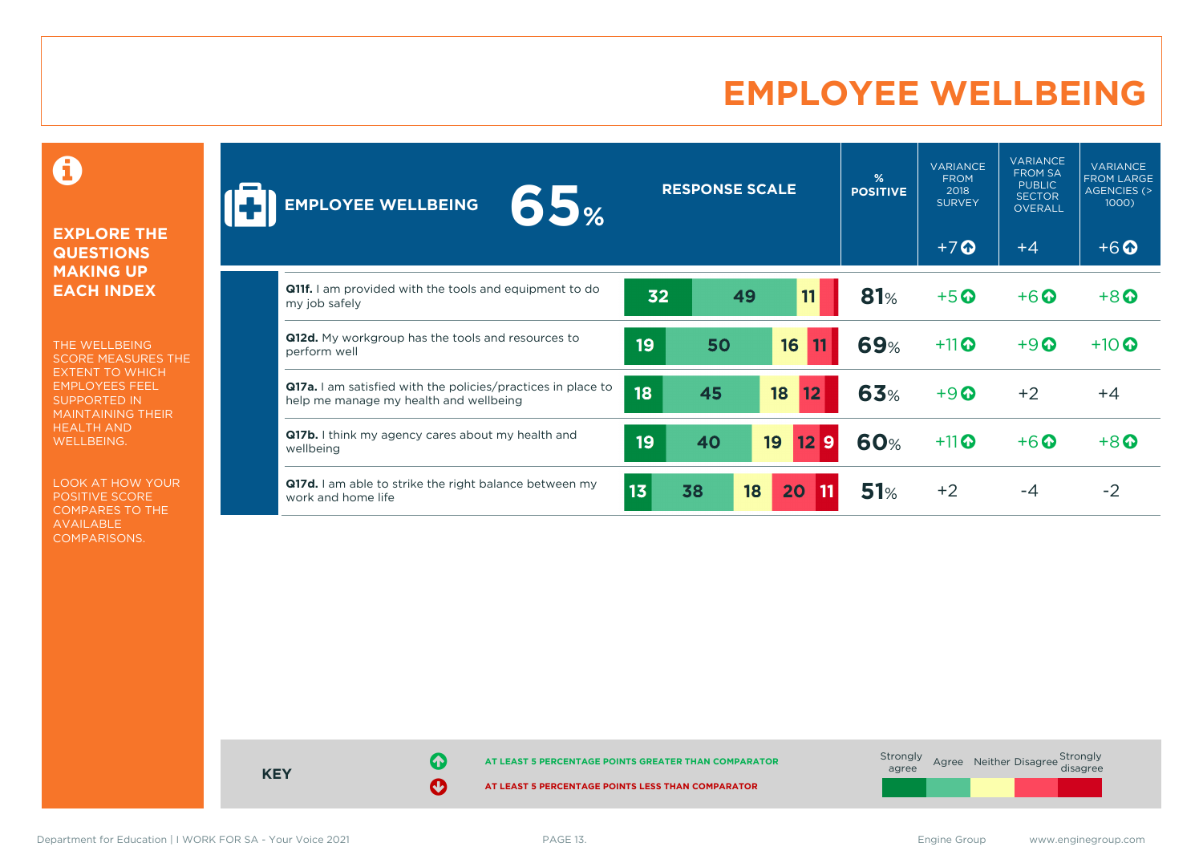# EMPLOYEE WELLBEING

**EXPLORE THE QUESTIONS MAKING UP EACH INDEX**

THE WELLBEING SCORE MEASURES THE EXTENT TO WHICH EMPLOYEES FEEL SUPPORTED IN MAINTAINING THEIR HEALTH AND WELLBEING.

LOOK AT HOW YOUR POSITIVE SCORE COMPARES TO THE AVAILABLE COMPARISONS.

| EMPLOYEE WELLBEING 65% | RESPONSE SCALE (Strongly agree / Agree / Neither / Disagree / Strongly disagree) | % POSITIVE | VARIANCE FROM 2018 SURVEY | VARIANCE FROM SA PUBLIC SECTOR OVERALL | VARIANCE FROM LARGE AGENCIES (> 1000) |
|---|---|---|---|---|---|
| | | | +7 ↑ | +4 | +6 ↑ |
| **Q11f.** I am provided with the tools and equipment to do my job safely | 32 / 49 / 11 / – / – | 81% | +5 ↑ | +6 ↑ | +8 ↑ |
| **Q12d.** My workgroup has the tools and resources to perform well | 19 / 50 / 16 / 11 / – | 69% | +11 ↑ | +9 ↑ | +10 ↑ |
| **Q17a.** I am satisfied with the policies/practices in place to help me manage my health and wellbeing | 18 / 45 / 18 / 12 / – | 63% | +9 ↑ | +2 | +4 |
| **Q17b.** I think my agency cares about my health and wellbeing | 19 / 40 / 19 / 12 / 9 | 60% | +11 ↑ | +6 ↑ | +8 ↑ |
| **Q17d.** I am able to strike the right balance between my work and home life | 13 / 38 / 18 / 20 / 11 | 51% | +2 | -4 | -2 |

**KEY**

↑ AT LEAST 5 PERCENTAGE POINTS GREATER THAN COMPARATOR

↓ AT LEAST 5 PERCENTAGE POINTS LESS THAN COMPARATOR

Strongly agree | Agree | Neither | Disagree | Strongly disagree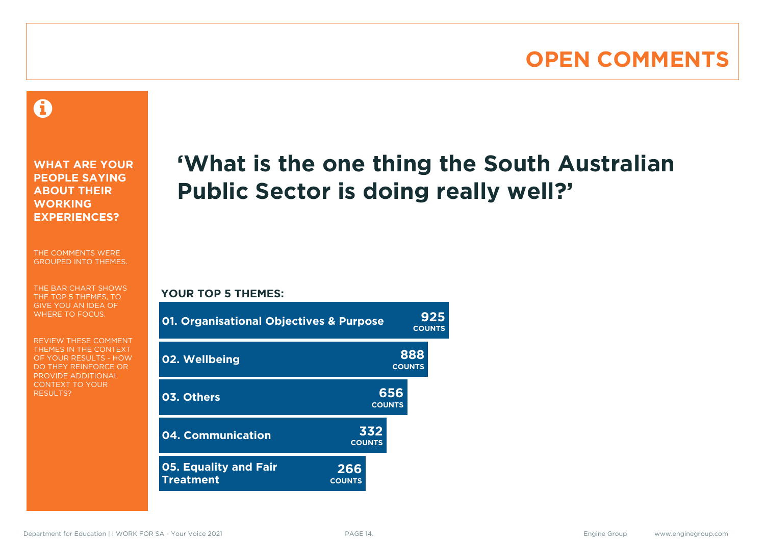# OPEN COMMENTS

**WHAT ARE YOUR PEOPLE SAYING ABOUT THEIR WORKING EXPERIENCES?**

THE COMMENTS WERE GROUPED INTO THEMES.

THE BAR CHART SHOWS THE TOP 5 THEMES, TO GIVE YOU AN IDEA OF WHERE TO FOCUS.

REVIEW THESE COMMENT THEMES IN THE CONTEXT OF YOUR RESULTS - HOW DO THEY REINFORCE OR PROVIDE ADDITIONAL CONTEXT TO YOUR RESULTS?

## 'What is the one thing the South Australian Public Sector is doing really well?'

**YOUR TOP 5 THEMES:**

| Theme | Counts |
| --- | --- |
| 01. Organisational Objectives & Purpose | 925 |
| 02. Wellbeing | 888 |
| 03. Others | 656 |
| 04. Communication | 332 |
| 05. Equality and Fair Treatment | 266 |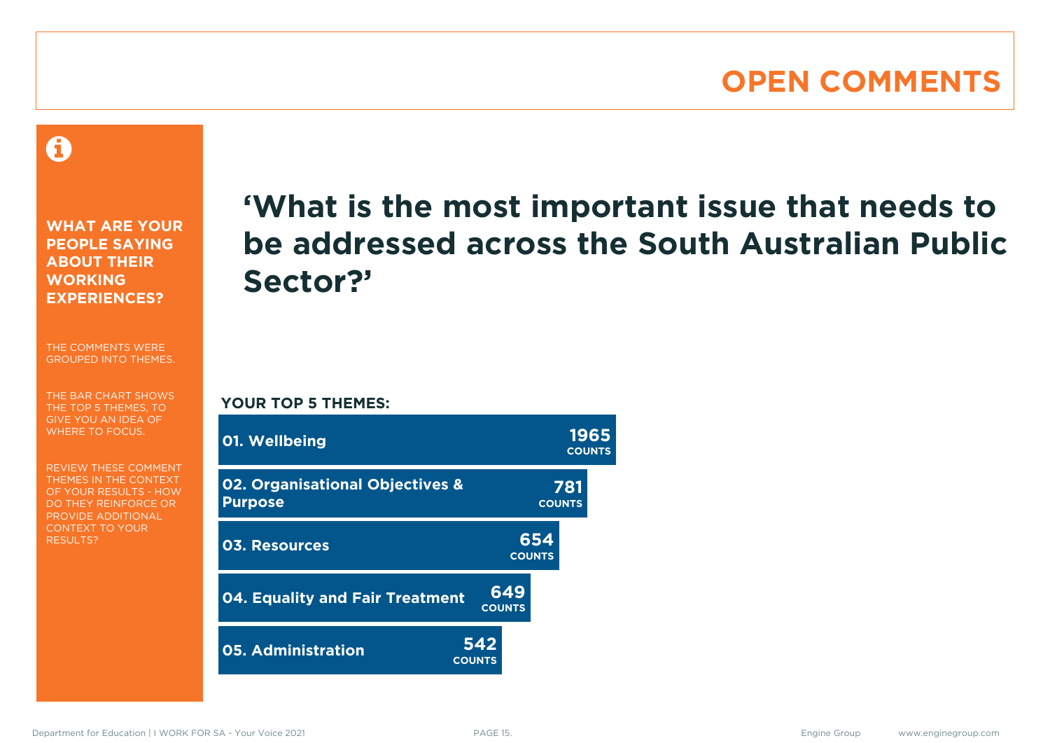# OPEN COMMENTS

**WHAT ARE YOUR PEOPLE SAYING ABOUT THEIR WORKING EXPERIENCES?**

THE COMMENTS WERE GROUPED INTO THEMES.

THE BAR CHART SHOWS THE TOP 5 THEMES, TO GIVE YOU AN IDEA OF WHERE TO FOCUS.

REVIEW THESE COMMENT THEMES IN THE CONTEXT OF YOUR RESULTS - HOW DO THEY REINFORCE OR PROVIDE ADDITIONAL CONTEXT TO YOUR RESULTS?

## ‘What is the most important issue that needs to be addressed across the South Australian Public Sector?’

**YOUR TOP 5 THEMES:**

| Theme | Counts |
|---|---|
| 01. Wellbeing | 1965 |
| 02. Organisational Objectives & Purpose | 781 |
| 03. Resources | 654 |
| 04. Equality and Fair Treatment | 649 |
| 05. Administration | 542 |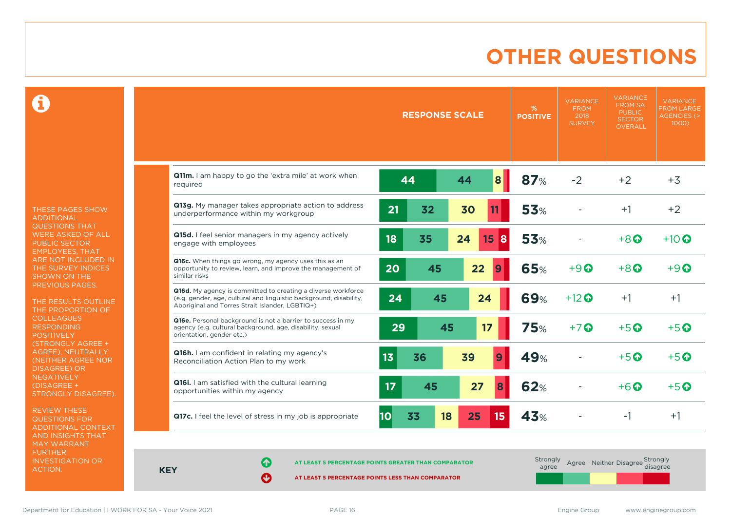# OTHER QUESTIONS

THESE PAGES SHOW ADDITIONAL QUESTIONS THAT WERE ASKED OF ALL PUBLIC SECTOR EMPLOYEES, THAT ARE NOT INCLUDED IN THE SURVEY INDICES SHOWN ON THE PREVIOUS PAGES.

THE RESULTS OUTLINE THE PROPORTION OF COLLEAGUES RESPONDING POSITIVELY (STRONGLY AGREE + AGREE), NEUTRALLY (NEITHER AGREE NOR DISAGREE) OR NEGATIVELY (DISAGREE + STRONGLY DISAGREE).

REVIEW THESE QUESTIONS FOR ADDITIONAL CONTEXT AND INSIGHTS THAT MAY WARRANT FURTHER INVESTIGATION OR ACTION.

| Question | Strongly agree | Agree | Neither | Disagree | Strongly disagree | % POSITIVE | VARIANCE FROM 2018 SURVEY | VARIANCE FROM SA PUBLIC SECTOR OVERALL | VARIANCE FROM LARGE AGENCIES (> 1000) |
|---|---|---|---|---|---|---|---|---|---|
| **Q11m.** I am happy to go the 'extra mile' at work when required | 44 | 44 | 8 | | | 87% | -2 | +2 | +3 |
| **Q13g.** My manager takes appropriate action to address underperformance within my workgroup | 21 | 32 | 30 | 11 | | 53% | - | +1 | +2 |
| **Q15d.** I feel senior managers in my agency actively engage with employees | 18 | 35 | 24 | 15 | 8 | 53% | - | +8 ↑ | +10 ↑ |
| **Q16c.** When things go wrong, my agency uses this as an opportunity to review, learn, and improve the management of similar risks | 20 | 45 | 22 | 9 | | 65% | +9 ↑ | +8 ↑ | +9 ↑ |
| **Q16d.** My agency is committed to creating a diverse workforce (e.g. gender, age, cultural and linguistic background, disability, Aboriginal and Torres Strait Islander, LGBTIQ+) | 24 | 45 | 24 | | | 69% | +12 ↑ | +1 | +1 |
| **Q16e.** Personal background is not a barrier to success in my agency (e.g. cultural background, age, disability, sexual orientation, gender etc.) | 29 | 45 | 17 | | | 75% | +7 ↑ | +5 ↑ | +5 ↑ |
| **Q16h.** I am confident in relating my agency's Reconciliation Action Plan to my work | 13 | 36 | 39 | 9 | | 49% | - | +5 ↑ | +5 ↑ |
| **Q16i.** I am satisfied with the cultural learning opportunities within my agency | 17 | 45 | 27 | 8 | | 62% | - | +6 ↑ | +5 ↑ |
| **Q17c.** I feel the level of stress in my job is appropriate | 10 | 33 | 18 | 25 | 15 | 43% | - | -1 | +1 |

**KEY**

↑ AT LEAST 5 PERCENTAGE POINTS GREATER THAN COMPARATOR

↓ AT LEAST 5 PERCENTAGE POINTS LESS THAN COMPARATOR

Strongly agree | Agree | Neither | Disagree | Strongly disagree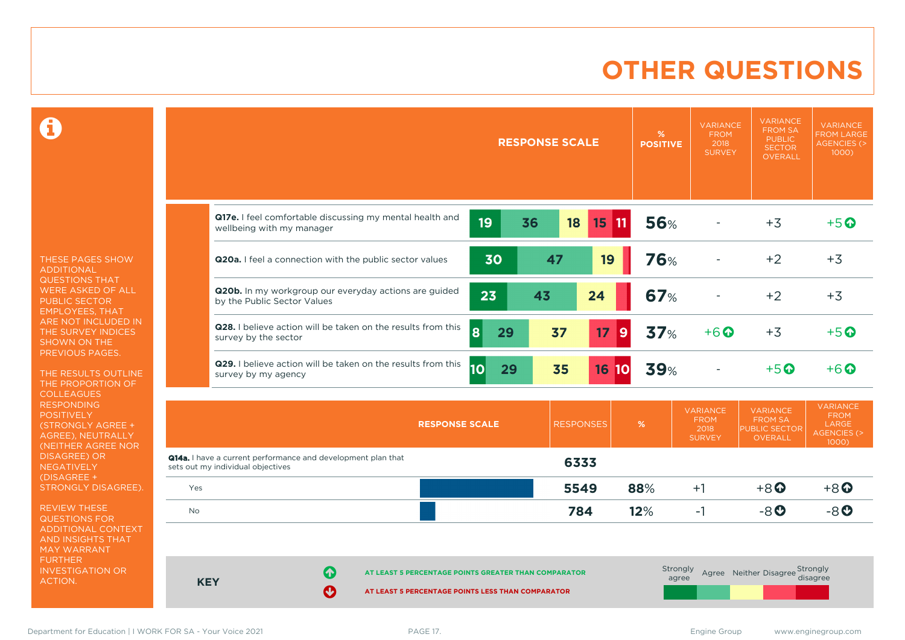# OTHER QUESTIONS

THESE PAGES SHOW ADDITIONAL QUESTIONS THAT WERE ASKED OF ALL PUBLIC SECTOR EMPLOYEES, THAT ARE NOT INCLUDED IN THE SURVEY INDICES SHOWN ON THE PREVIOUS PAGES.

THE RESULTS OUTLINE THE PROPORTION OF COLLEAGUES RESPONDING POSITIVELY (STRONGLY AGREE + AGREE), NEUTRALLY (NEITHER AGREE NOR DISAGREE) OR NEGATIVELY (DISAGREE + STRONGLY DISAGREE).

REVIEW THESE QUESTIONS FOR ADDITIONAL CONTEXT AND INSIGHTS THAT MAY WARRANT FURTHER INVESTIGATION OR ACTION.

| Question | Strongly agree | Agree | Neither | Disagree | Strongly disagree | % POSITIVE | VARIANCE FROM 2018 SURVEY | VARIANCE FROM SA PUBLIC SECTOR OVERALL | VARIANCE FROM LARGE AGENCIES (> 1000) |
|---|---|---|---|---|---|---|---|---|---|
| **Q17e.** I feel comfortable discussing my mental health and wellbeing with my manager | 19 | 36 | 18 | 15 | 11 | 56% | - | +3 | +5 ↑ |
| **Q20a.** I feel a connection with the public sector values | 30 | 47 | 19 | | | 76% | - | +2 | +3 |
| **Q20b.** In my workgroup our everyday actions are guided by the Public Sector Values | 23 | 43 | 24 | | | 67% | - | +2 | +3 |
| **Q28.** I believe action will be taken on the results from this survey by the sector | 8 | 29 | 37 | 17 | 9 | 37% | +6 ↑ | +3 | +5 ↑ |
| **Q29.** I believe action will be taken on the results from this survey by my agency | 10 | 29 | 35 | 16 | 10 | 39% | - | +5 ↑ | +6 ↑ |

| RESPONSE SCALE | RESPONSES | % | VARIANCE FROM 2018 SURVEY | VARIANCE FROM SA PUBLIC SECTOR OVERALL | VARIANCE FROM LARGE AGENCIES (> 1000) |
|---|---|---|---|---|---|
| **Q14a.** I have a current performance and development plan that sets out my individual objectives | 6333 | | | | |
| Yes | 5549 | 88% | +1 | +8 ↑ | +8 ↑ |
| No | 784 | 12% | -1 | -8 ↓ | -8 ↓ |

**KEY**

↑ AT LEAST 5 PERCENTAGE POINTS GREATER THAN COMPARATOR

↓ AT LEAST 5 PERCENTAGE POINTS LESS THAN COMPARATOR

Strongly agree | Agree | Neither | Disagree | Strongly disagree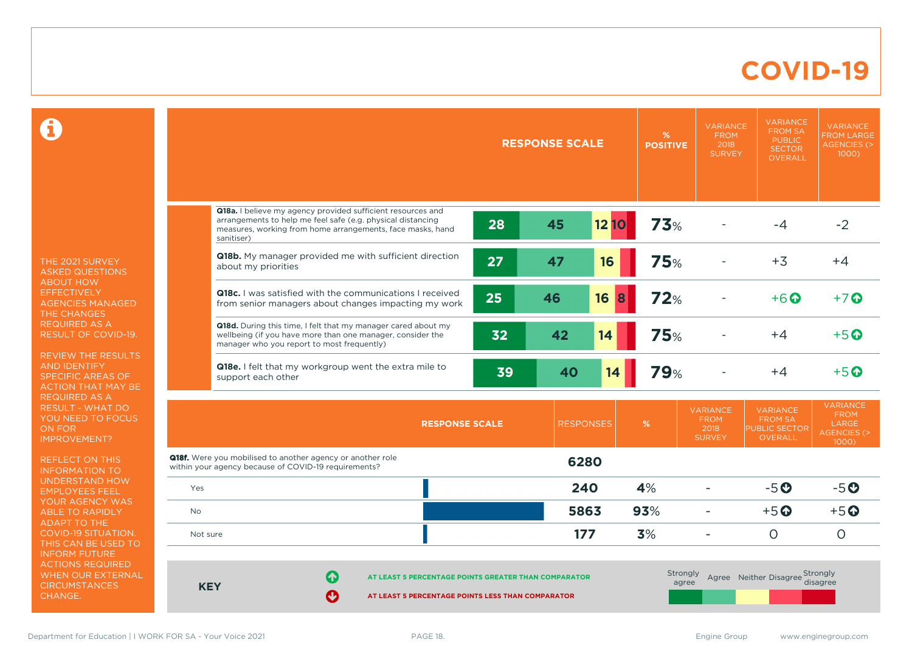# COVID-19

THE 2021 SURVEY ASKED QUESTIONS ABOUT HOW EFFECTIVELY AGENCIES MANAGED THE CHANGES REQUIRED AS A RESULT OF COVID-19.

REVIEW THE RESULTS AND IDENTIFY SPECIFIC AREAS OF ACTION THAT MAY BE REQUIRED AS A RESULT - WHAT DO YOU NEED TO FOCUS ON FOR IMPROVEMENT?

REFLECT ON THIS INFORMATION TO UNDERSTAND HOW EMPLOYEES FEEL YOUR AGENCY WAS ABLE TO RAPIDLY ADAPT TO THE COVID-19 SITUATION. THIS CAN BE USED TO INFORM FUTURE ACTIONS REQUIRED WHEN OUR EXTERNAL CIRCUMSTANCES CHANGE.

| Question | Strongly agree | Agree | Neither | Disagree | Strongly disagree | % POSITIVE | VARIANCE FROM 2018 SURVEY | VARIANCE FROM SA PUBLIC SECTOR OVERALL | VARIANCE FROM LARGE AGENCIES (> 1000) |
|---|---|---|---|---|---|---|---|---|---|
| **Q18a.** I believe my agency provided sufficient resources and arrangements to help me feel safe (e.g. physical distancing measures, working from home arrangements, face masks, hand sanitiser) | 28 | 45 | 12 | 10 | | 73% | - | -4 | -2 |
| **Q18b.** My manager provided me with sufficient direction about my priorities | 27 | 47 | 16 | | | 75% | - | +3 | +4 |
| **Q18c.** I was satisfied with the communications I received from senior managers about changes impacting my work | 25 | 46 | 16 | 8 | | 72% | - | +6 ↑ | +7 ↑ |
| **Q18d.** During this time, I felt that my manager cared about my wellbeing (if you have more than one manager, consider the manager who you report to most frequently) | 32 | 42 | 14 | | | 75% | - | +4 | +5 ↑ |
| **Q18e.** I felt that my workgroup went the extra mile to support each other | 39 | 40 | 14 | | | 79% | - | +4 | +5 ↑ |

| RESPONSE SCALE | RESPONSES | % | VARIANCE FROM 2018 SURVEY | VARIANCE FROM SA PUBLIC SECTOR OVERALL | VARIANCE FROM LARGE AGENCIES (> 1000) |
|---|---|---|---|---|---|
| **Q18f.** Were you mobilised to another agency or another role within your agency because of COVID-19 requirements? | 6280 | | | | |
| Yes | 240 | 4% | - | -5 ↓ | -5 ↓ |
| No | 5863 | 93% | - | +5 ↑ | +5 ↑ |
| Not sure | 177 | 3% | - | 0 | 0 |

**KEY**

↑ AT LEAST 5 PERCENTAGE POINTS GREATER THAN COMPARATOR

↓ AT LEAST 5 PERCENTAGE POINTS LESS THAN COMPARATOR

Strongly agree | Agree | Neither | Disagree | Strongly disagree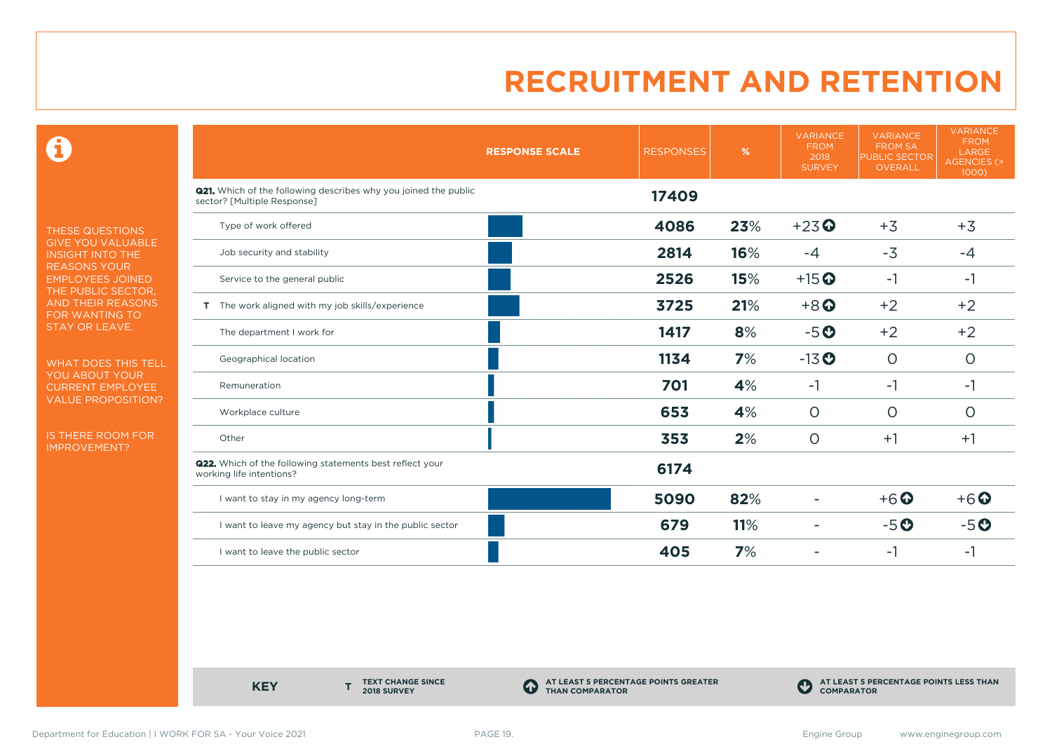# RECRUITMENT AND RETENTION

THESE QUESTIONS GIVE YOU VALUABLE INSIGHT INTO THE REASONS YOUR EMPLOYEES JOINED THE PUBLIC SECTOR, AND THEIR REASONS FOR WANTING TO STAY OR LEAVE.

WHAT DOES THIS TELL YOU ABOUT YOUR CURRENT EMPLOYEE VALUE PROPOSITION?

IS THERE ROOM FOR IMPROVEMENT?

| | RESPONSE SCALE | RESPONSES | % | VARIANCE FROM 2018 SURVEY | VARIANCE FROM SA PUBLIC SECTOR OVERALL | VARIANCE FROM LARGE AGENCIES (> 1000) |
|---|---|---|---|---|---|---|
| **Q21.** Which of the following describes why you joined the public sector? [Multiple Response] | | **17409** | | | | |
| Type of work offered | | **4086** | **23%** | +23 ⬆ | +3 | +3 |
| Job security and stability | | **2814** | **16%** | -4 | -3 | -4 |
| Service to the general public | | **2526** | **15%** | +15 ⬆ | -1 | -1 |
| T The work aligned with my job skills/experience | | **3725** | **21%** | +8 ⬆ | +2 | +2 |
| The department I work for | | **1417** | **8%** | -5 ⬇ | +2 | +2 |
| Geographical location | | **1134** | **7%** | -13 ⬇ | 0 | 0 |
| Remuneration | | **701** | **4%** | -1 | -1 | -1 |
| Workplace culture | | **653** | **4%** | 0 | 0 | 0 |
| Other | | **353** | **2%** | 0 | +1 | +1 |
| **Q22.** Which of the following statements best reflect your working life intentions? | | **6174** | | | | |
| I want to stay in my agency long-term | | **5090** | **82%** | - | +6 ⬆ | +6 ⬆ |
| I want to leave my agency but stay in the public sector | | **679** | **11%** | - | -5 ⬇ | -5 ⬇ |
| I want to leave the public sector | | **405** | **7%** | - | -1 | -1 |

**KEY**

- **T** TEXT CHANGE SINCE 2018 SURVEY
- ⬆ AT LEAST 5 PERCENTAGE POINTS GREATER THAN COMPARATOR
- ⬇ AT LEAST 5 PERCENTAGE POINTS LESS THAN COMPARATOR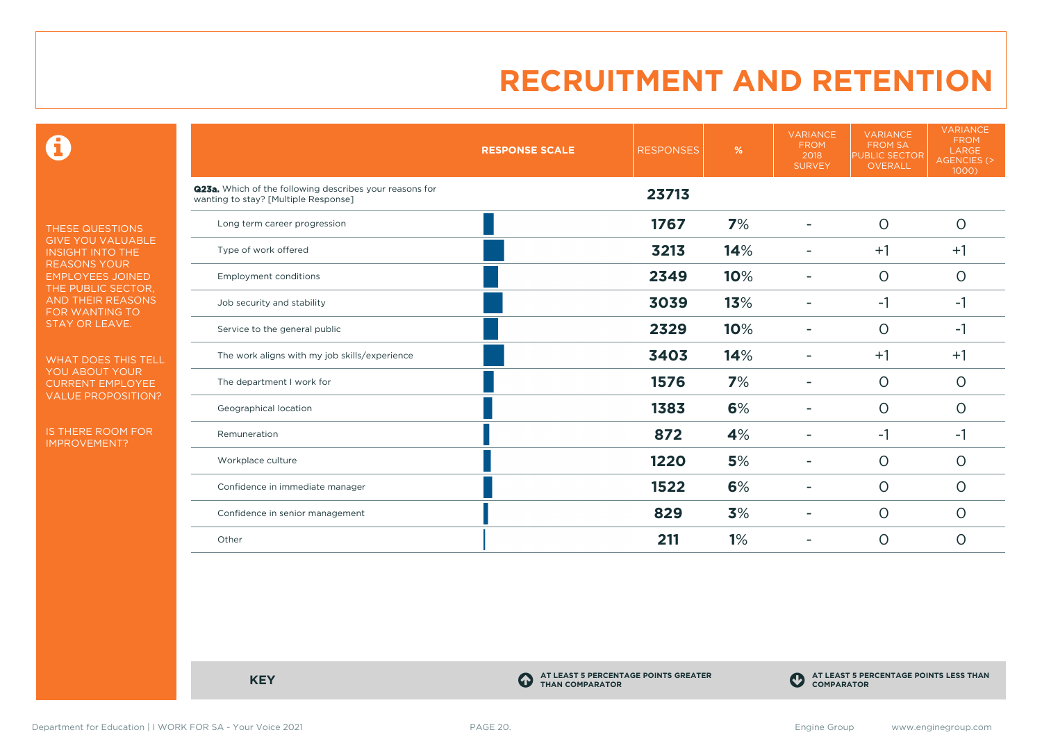# RECRUITMENT AND RETENTION

THESE QUESTIONS GIVE YOU VALUABLE INSIGHT INTO THE REASONS YOUR EMPLOYEES JOINED THE PUBLIC SECTOR, AND THEIR REASONS FOR WANTING TO STAY OR LEAVE.

WHAT DOES THIS TELL YOU ABOUT YOUR CURRENT EMPLOYEE VALUE PROPOSITION?

IS THERE ROOM FOR IMPROVEMENT?

| RESPONSE SCALE | RESPONSES | % | VARIANCE FROM 2018 SURVEY | VARIANCE FROM SA PUBLIC SECTOR OVERALL | VARIANCE FROM LARGE AGENCIES (> 1000) |
|---|---|---|---|---|---|
| **Q23a.** Which of the following describes your reasons for wanting to stay? [Multiple Response] | **23713** | | | | |
| Long term career progression | **1767** | **7%** | - | 0 | 0 |
| Type of work offered | **3213** | **14%** | - | +1 | +1 |
| Employment conditions | **2349** | **10%** | - | 0 | 0 |
| Job security and stability | **3039** | **13%** | - | -1 | -1 |
| Service to the general public | **2329** | **10%** | - | 0 | -1 |
| The work aligns with my job skills/experience | **3403** | **14%** | - | +1 | +1 |
| The department I work for | **1576** | **7%** | - | 0 | 0 |
| Geographical location | **1383** | **6%** | - | 0 | 0 |
| Remuneration | **872** | **4%** | - | -1 | -1 |
| Workplace culture | **1220** | **5%** | - | 0 | 0 |
| Confidence in immediate manager | **1522** | **6%** | - | 0 | 0 |
| Confidence in senior management | **829** | **3%** | - | 0 | 0 |
| Other | **211** | **1%** | - | 0 | 0 |

**KEY**

**AT LEAST 5 PERCENTAGE POINTS GREATER THAN COMPARATOR**

**AT LEAST 5 PERCENTAGE POINTS LESS THAN COMPARATOR**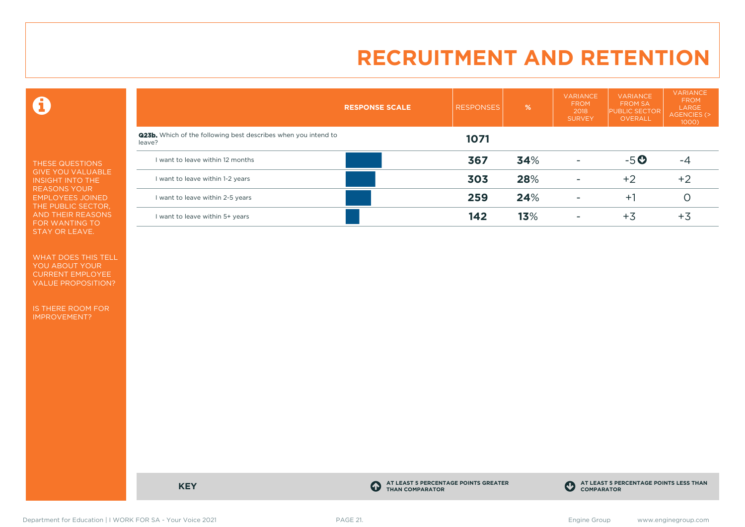# RECRUITMENT AND RETENTION

THESE QUESTIONS GIVE YOU VALUABLE INSIGHT INTO THE REASONS YOUR EMPLOYEES JOINED THE PUBLIC SECTOR, AND THEIR REASONS FOR WANTING TO STAY OR LEAVE.

WHAT DOES THIS TELL YOU ABOUT YOUR CURRENT EMPLOYEE VALUE PROPOSITION?

IS THERE ROOM FOR IMPROVEMENT?

| RESPONSE SCALE | RESPONSES | % | VARIANCE FROM 2018 SURVEY | VARIANCE FROM SA PUBLIC SECTOR OVERALL | VARIANCE FROM LARGE AGENCIES (> 1000) |
|---|---|---|---|---|---|
| **Q23b.** Which of the following best describes when you intend to leave? | **1071** | | | | |
| I want to leave within 12 months | **367** | **34**% | - | -5 ⬇ | -4 |
| I want to leave within 1-2 years | **303** | **28**% | - | +2 | +2 |
| I want to leave within 2-5 years | **259** | **24**% | - | +1 | 0 |
| I want to leave within 5+ years | **142** | **13**% | - | +3 | +3 |

**KEY**

⬆ AT LEAST 5 PERCENTAGE POINTS GREATER THAN COMPARATOR

⬇ AT LEAST 5 PERCENTAGE POINTS LESS THAN COMPARATOR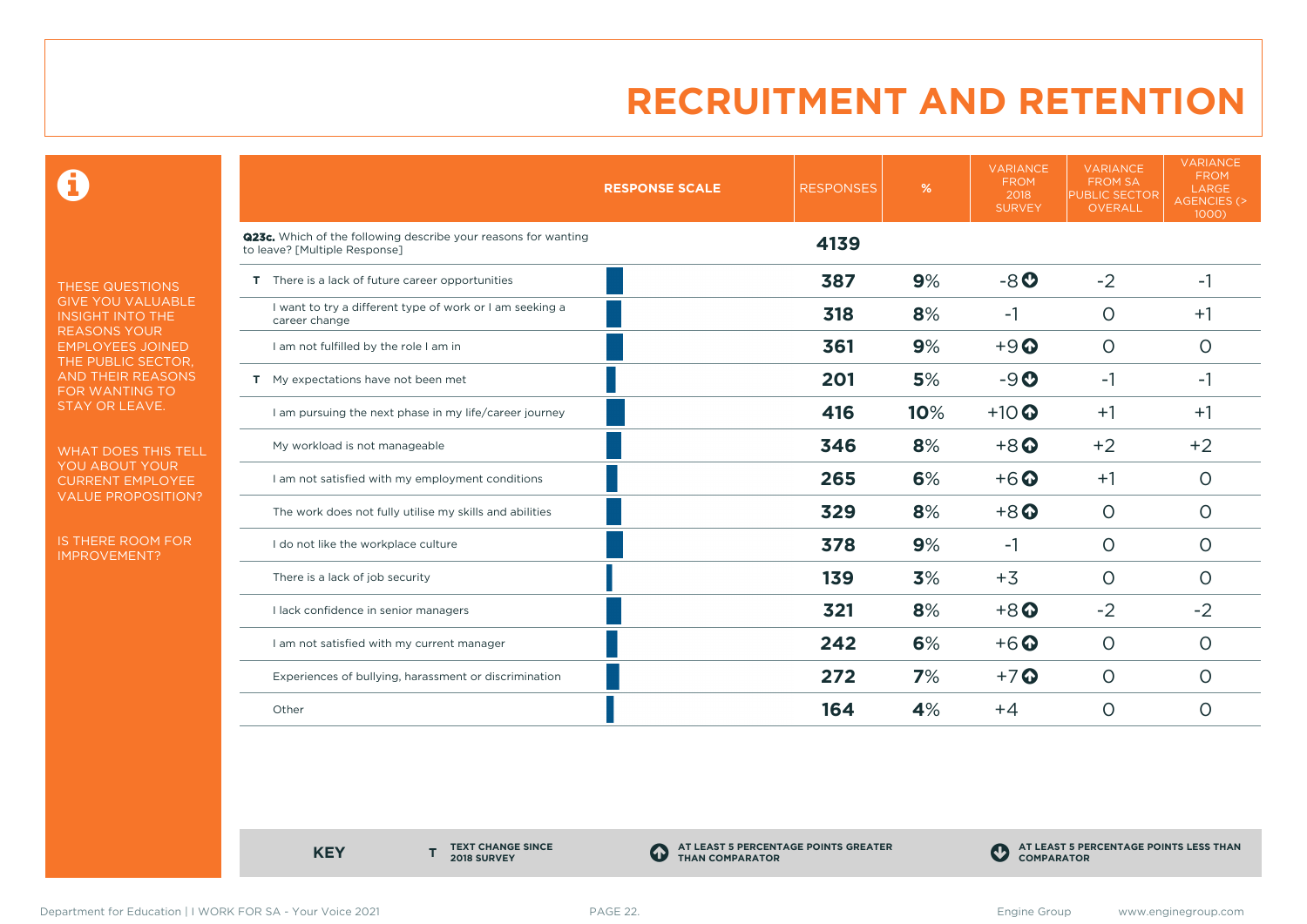# RECRUITMENT AND RETENTION

THESE QUESTIONS GIVE YOU VALUABLE INSIGHT INTO THE REASONS YOUR EMPLOYEES JOINED THE PUBLIC SECTOR, AND THEIR REASONS FOR WANTING TO STAY OR LEAVE.

WHAT DOES THIS TELL YOU ABOUT YOUR CURRENT EMPLOYEE VALUE PROPOSITION?

IS THERE ROOM FOR IMPROVEMENT?

| | RESPONSE SCALE | RESPONSES | % | VARIANCE FROM 2018 SURVEY | VARIANCE FROM SA PUBLIC SECTOR OVERALL | VARIANCE FROM LARGE AGENCIES (> 1000) |
|---|---|---|---|---|---|---|
| **Q23c.** Which of the following describe your reasons for wanting to leave? [Multiple Response] | | **4139** | | | | |
| T There is a lack of future career opportunities | | **387** | **9%** | -8 ⬇ | -2 | -1 |
| I want to try a different type of work or I am seeking a career change | | **318** | **8%** | -1 | 0 | +1 |
| I am not fulfilled by the role I am in | | **361** | **9%** | +9 ⬆ | 0 | 0 |
| T My expectations have not been met | | **201** | **5%** | -9 ⬇ | -1 | -1 |
| I am pursuing the next phase in my life/career journey | | **416** | **10%** | +10 ⬆ | +1 | +1 |
| My workload is not manageable | | **346** | **8%** | +8 ⬆ | +2 | +2 |
| I am not satisfied with my employment conditions | | **265** | **6%** | +6 ⬆ | +1 | 0 |
| The work does not fully utilise my skills and abilities | | **329** | **8%** | +8 ⬆ | 0 | 0 |
| I do not like the workplace culture | | **378** | **9%** | -1 | 0 | 0 |
| There is a lack of job security | | **139** | **3%** | +3 | 0 | 0 |
| I lack confidence in senior managers | | **321** | **8%** | +8 ⬆ | -2 | -2 |
| I am not satisfied with my current manager | | **242** | **6%** | +6 ⬆ | 0 | 0 |
| Experiences of bullying, harassment or discrimination | | **272** | **7%** | +7 ⬆ | 0 | 0 |
| Other | | **164** | **4%** | +4 | 0 | 0 |

**KEY**

**T** TEXT CHANGE SINCE 2018 SURVEY

⬆ AT LEAST 5 PERCENTAGE POINTS GREATER THAN COMPARATOR

⬇ AT LEAST 5 PERCENTAGE POINTS LESS THAN COMPARATOR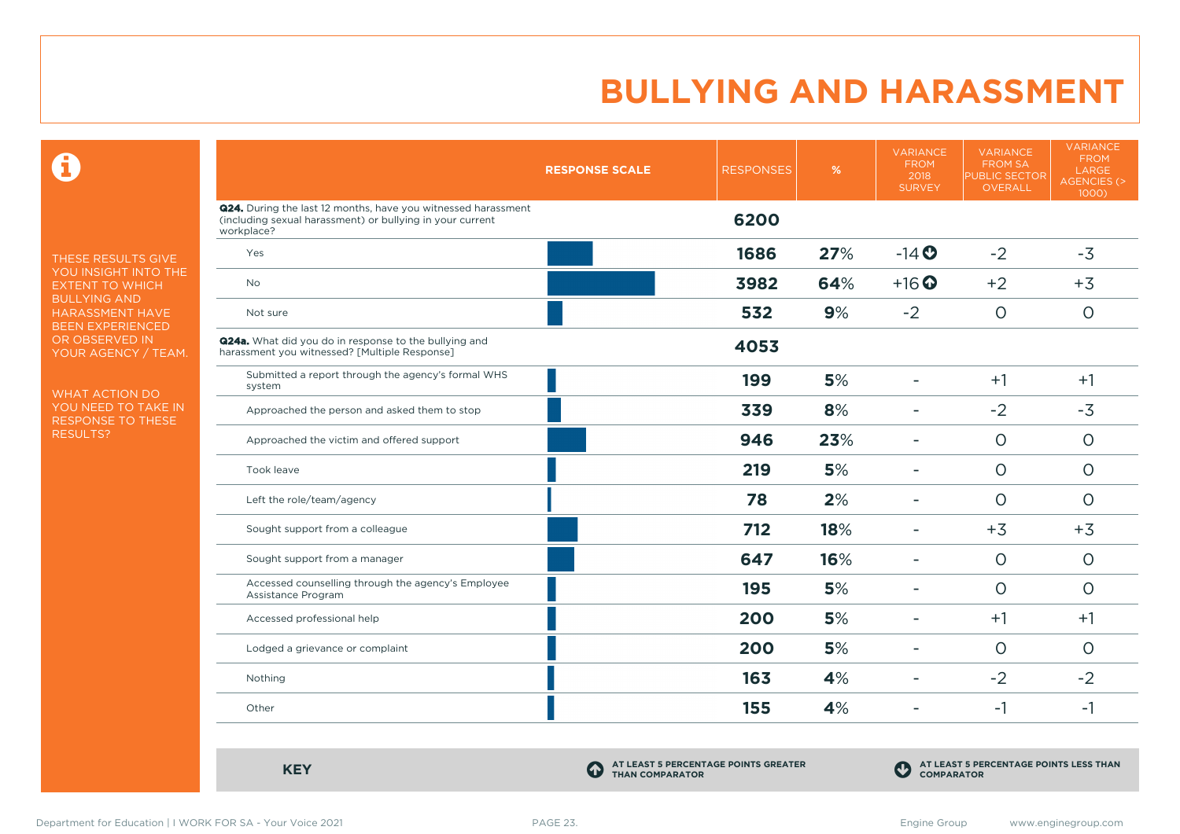# BULLYING AND HARASSMENT

THESE RESULTS GIVE YOU INSIGHT INTO THE EXTENT TO WHICH BULLYING AND HARASSMENT HAVE BEEN EXPERIENCED OR OBSERVED IN YOUR AGENCY / TEAM.

WHAT ACTION DO YOU NEED TO TAKE IN RESPONSE TO THESE RESULTS?

| | RESPONSE SCALE | RESPONSES | % | VARIANCE FROM 2018 SURVEY | VARIANCE FROM SA PUBLIC SECTOR OVERALL | VARIANCE FROM LARGE AGENCIES (> 1000) |
|---|---|---|---|---|---|---|
| **Q24.** During the last 12 months, have you witnessed harassment (including sexual harassment) or bullying in your current workplace? | | **6200** | | | | |
| Yes | | **1686** | **27%** | -14 ⬇ | -2 | -3 |
| No | | **3982** | **64%** | +16 ⬆ | +2 | +3 |
| Not sure | | **532** | **9%** | -2 | 0 | 0 |
| **Q24a.** What did you do in response to the bullying and harassment you witnessed? [Multiple Response] | | **4053** | | | | |
| Submitted a report through the agency's formal WHS system | | **199** | **5%** | - | +1 | +1 |
| Approached the person and asked them to stop | | **339** | **8%** | - | -2 | -3 |
| Approached the victim and offered support | | **946** | **23%** | - | 0 | 0 |
| Took leave | | **219** | **5%** | - | 0 | 0 |
| Left the role/team/agency | | **78** | **2%** | - | 0 | 0 |
| Sought support from a colleague | | **712** | **18%** | - | +3 | +3 |
| Sought support from a manager | | **647** | **16%** | - | 0 | 0 |
| Accessed counselling through the agency's Employee Assistance Program | | **195** | **5%** | - | 0 | 0 |
| Accessed professional help | | **200** | **5%** | - | +1 | +1 |
| Lodged a grievance or complaint | | **200** | **5%** | - | 0 | 0 |
| Nothing | | **163** | **4%** | - | -2 | -2 |
| Other | | **155** | **4%** | - | -1 | -1 |

**KEY**

⬆ AT LEAST 5 PERCENTAGE POINTS GREATER THAN COMPARATOR

⬇ AT LEAST 5 PERCENTAGE POINTS LESS THAN COMPARATOR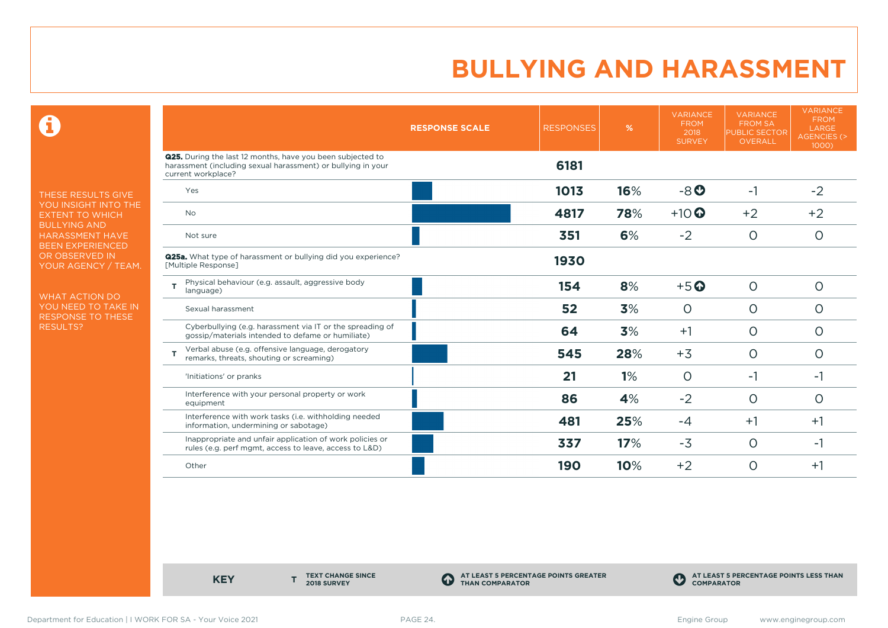# BULLYING AND HARASSMENT

THESE RESULTS GIVE YOU INSIGHT INTO THE EXTENT TO WHICH BULLYING AND HARASSMENT HAVE BEEN EXPERIENCED OR OBSERVED IN YOUR AGENCY / TEAM.

WHAT ACTION DO YOU NEED TO TAKE IN RESPONSE TO THESE RESULTS?

| | RESPONSE SCALE | RESPONSES | % | VARIANCE FROM 2018 SURVEY | VARIANCE FROM SA PUBLIC SECTOR OVERALL | VARIANCE FROM LARGE AGENCIES (> 1000) |
|---|---|---|---|---|---|---|
| **Q25.** During the last 12 months, have you been subjected to harassment (including sexual harassment) or bullying in your current workplace? | | **6181** | | | | |
| Yes | | **1013** | **16%** | -8 (at least 5 percentage points less than comparator) | -1 | -2 |
| No | | **4817** | **78%** | +10 (at least 5 percentage points greater than comparator) | +2 | +2 |
| Not sure | | **351** | **6%** | -2 | 0 | 0 |
| **Q25a.** What type of harassment or bullying did you experience? [Multiple Response] | | **1930** | | | | |
| T Physical behaviour (e.g. assault, aggressive body language) | | **154** | **8%** | +5 (at least 5 percentage points greater than comparator) | 0 | 0 |
| Sexual harassment | | **52** | **3%** | 0 | 0 | 0 |
| Cyberbullying (e.g. harassment via IT or the spreading of gossip/materials intended to defame or humiliate) | | **64** | **3%** | +1 | 0 | 0 |
| T Verbal abuse (e.g. offensive language, derogatory remarks, threats, shouting or screaming) | | **545** | **28%** | +3 | 0 | 0 |
| 'Initiations' or pranks | | **21** | **1%** | 0 | -1 | -1 |
| Interference with your personal property or work equipment | | **86** | **4%** | -2 | 0 | 0 |
| Interference with work tasks (i.e. withholding needed information, undermining or sabotage) | | **481** | **25%** | -4 | +1 | +1 |
| Inappropriate and unfair application of work policies or rules (e.g. perf mgmt, access to leave, access to L&D) | | **337** | **17%** | -3 | 0 | -1 |
| Other | | **190** | **10%** | +2 | 0 | +1 |

**KEY**

- **T** TEXT CHANGE SINCE 2018 SURVEY
- AT LEAST 5 PERCENTAGE POINTS GREATER THAN COMPARATOR
- AT LEAST 5 PERCENTAGE POINTS LESS THAN COMPARATOR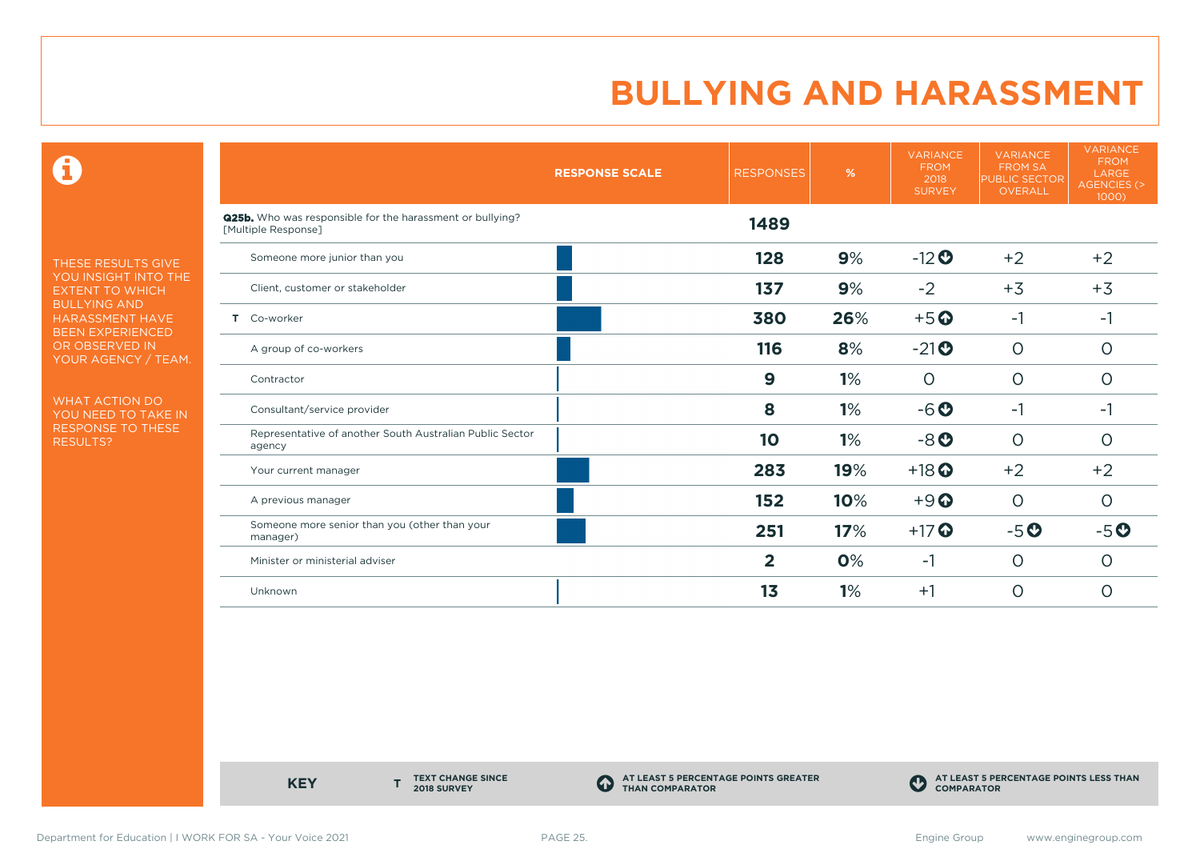# BULLYING AND HARASSMENT

THESE RESULTS GIVE YOU INSIGHT INTO THE EXTENT TO WHICH BULLYING AND HARASSMENT HAVE BEEN EXPERIENCED OR OBSERVED IN YOUR AGENCY / TEAM.

WHAT ACTION DO YOU NEED TO TAKE IN RESPONSE TO THESE RESULTS?

| | RESPONSE SCALE | RESPONSES | % | VARIANCE FROM 2018 SURVEY | VARIANCE FROM SA PUBLIC SECTOR OVERALL | VARIANCE FROM LARGE AGENCIES (> 1000) |
|---|---|---|---|---|---|---|
| **Q25b.** Who was responsible for the harassment or bullying? [Multiple Response] | | **1489** | | | | |
| Someone more junior than you | | **128** | **9%** | -12 ⬇ | +2 | +2 |
| Client, customer or stakeholder | | **137** | **9%** | -2 | +3 | +3 |
| T Co-worker | | **380** | **26%** | +5 ⬆ | -1 | -1 |
| A group of co-workers | | **116** | **8%** | -21 ⬇ | 0 | 0 |
| Contractor | | **9** | **1%** | 0 | 0 | 0 |
| Consultant/service provider | | **8** | **1%** | -6 ⬇ | -1 | -1 |
| Representative of another South Australian Public Sector agency | | **10** | **1%** | -8 ⬇ | 0 | 0 |
| Your current manager | | **283** | **19%** | +18 ⬆ | +2 | +2 |
| A previous manager | | **152** | **10%** | +9 ⬆ | 0 | 0 |
| Someone more senior than you (other than your manager) | | **251** | **17%** | +17 ⬆ | -5 ⬇ | -5 ⬇ |
| Minister or ministerial adviser | | **2** | **0%** | -1 | 0 | 0 |
| Unknown | | **13** | **1%** | +1 | 0 | 0 |

**KEY** — **T** TEXT CHANGE SINCE 2018 SURVEY; ⬆ AT LEAST 5 PERCENTAGE POINTS GREATER THAN COMPARATOR; ⬇ AT LEAST 5 PERCENTAGE POINTS LESS THAN COMPARATOR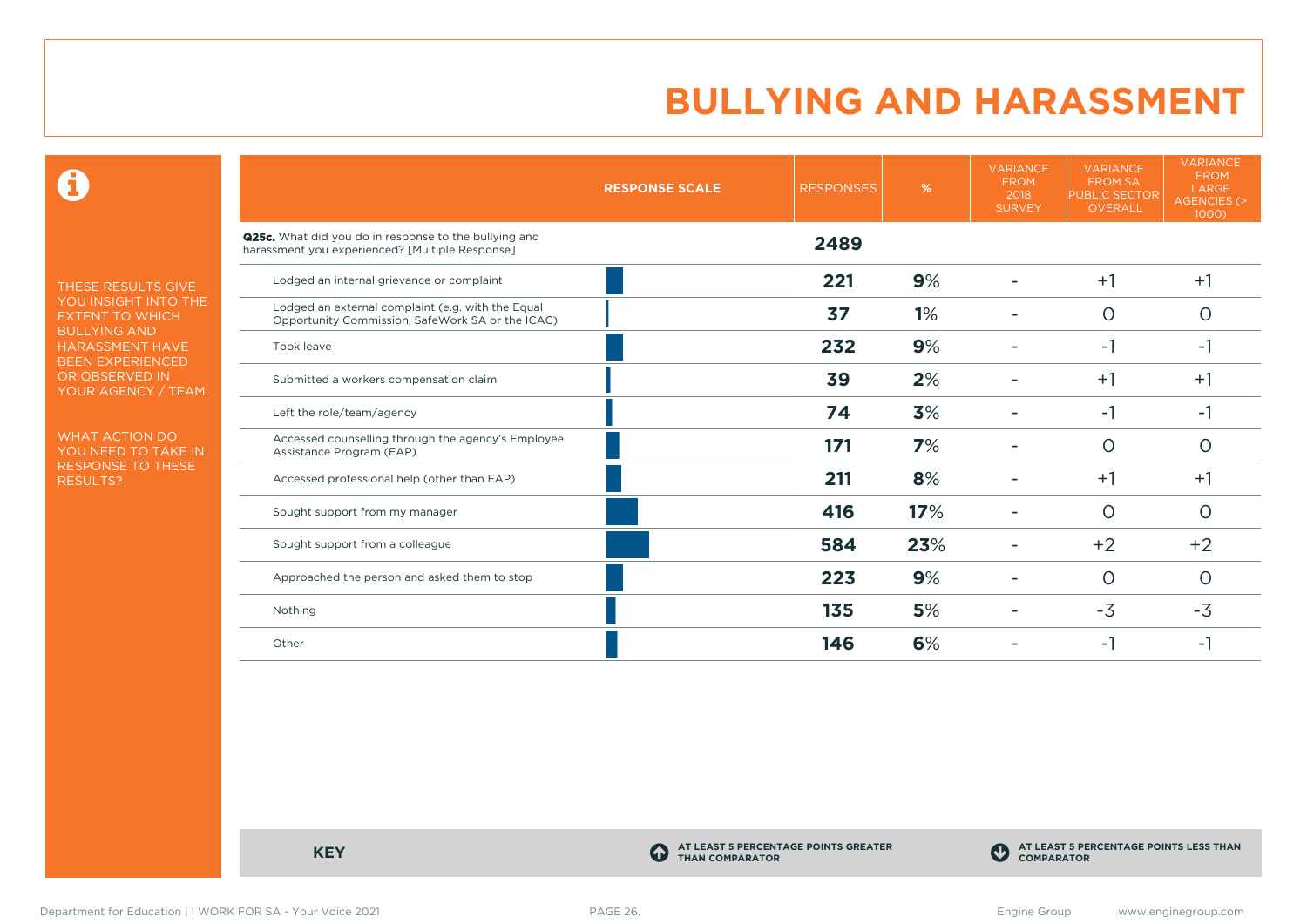# BULLYING AND HARASSMENT

THESE RESULTS GIVE YOU INSIGHT INTO THE EXTENT TO WHICH BULLYING AND HARASSMENT HAVE BEEN EXPERIENCED OR OBSERVED IN YOUR AGENCY / TEAM.

WHAT ACTION DO YOU NEED TO TAKE IN RESPONSE TO THESE RESULTS?

| | RESPONSE SCALE | RESPONSES | % | VARIANCE FROM 2018 SURVEY | VARIANCE FROM SA PUBLIC SECTOR OVERALL | VARIANCE FROM LARGE AGENCIES (> 1000) |
|---|---|---|---|---|---|---|
| **Q25c.** What did you do in response to the bullying and harassment you experienced? [Multiple Response] | | **2489** | | | | |
| Lodged an internal grievance or complaint | | **221** | **9%** | - | +1 | +1 |
| Lodged an external complaint (e.g. with the Equal Opportunity Commission, SafeWork SA or the ICAC) | | **37** | **1%** | - | 0 | 0 |
| Took leave | | **232** | **9%** | - | -1 | -1 |
| Submitted a workers compensation claim | | **39** | **2%** | - | +1 | +1 |
| Left the role/team/agency | | **74** | **3%** | - | -1 | -1 |
| Accessed counselling through the agency's Employee Assistance Program (EAP) | | **171** | **7%** | - | 0 | 0 |
| Accessed professional help (other than EAP) | | **211** | **8%** | - | +1 | +1 |
| Sought support from my manager | | **416** | **17%** | - | 0 | 0 |
| Sought support from a colleague | | **584** | **23%** | - | +2 | +2 |
| Approached the person and asked them to stop | | **223** | **9%** | - | 0 | 0 |
| Nothing | | **135** | **5%** | - | -3 | -3 |
| Other | | **146** | **6%** | - | -1 | -1 |

**KEY**

AT LEAST 5 PERCENTAGE POINTS GREATER THAN COMPARATOR

AT LEAST 5 PERCENTAGE POINTS LESS THAN COMPARATOR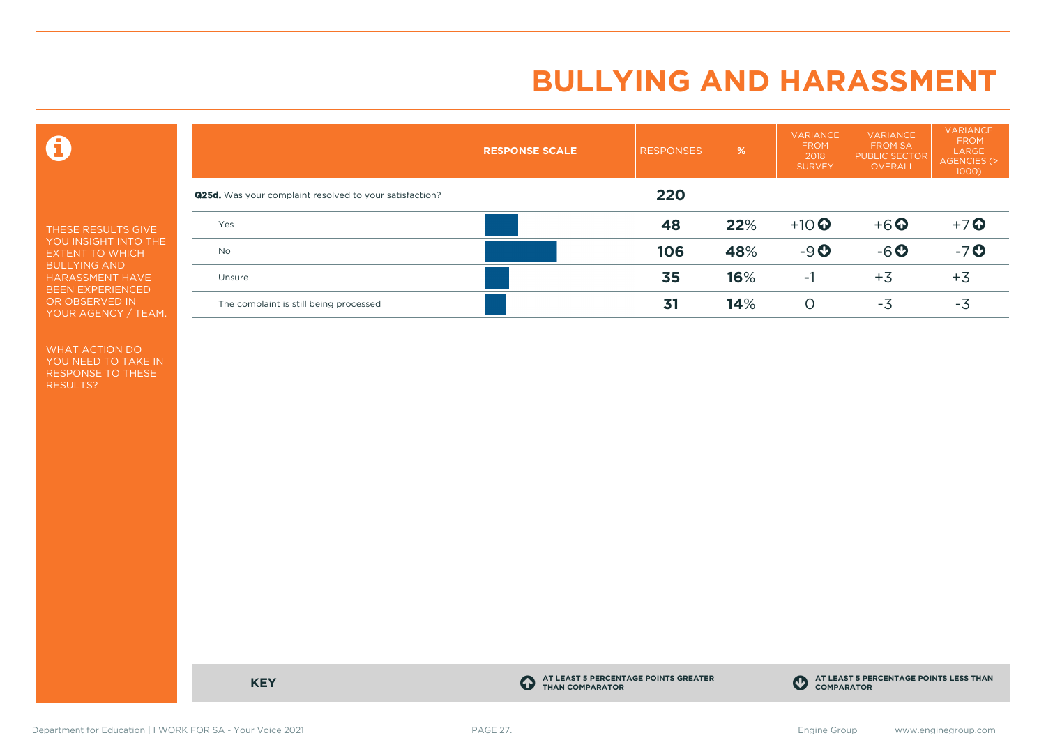# BULLYING AND HARASSMENT

THESE RESULTS GIVE YOU INSIGHT INTO THE EXTENT TO WHICH BULLYING AND HARASSMENT HAVE BEEN EXPERIENCED OR OBSERVED IN YOUR AGENCY / TEAM.

WHAT ACTION DO YOU NEED TO TAKE IN RESPONSE TO THESE RESULTS?

| RESPONSE SCALE | RESPONSES | % | VARIANCE FROM 2018 SURVEY | VARIANCE FROM SA PUBLIC SECTOR OVERALL | VARIANCE FROM LARGE AGENCIES (> 1000) |
|---|---|---|---|---|---|
| **Q25d.** Was your complaint resolved to your satisfaction? | **220** | | | | |
| Yes | **48** | **22**% | +10 ⬆ | +6 ⬆ | +7 ⬆ |
| No | **106** | **48**% | -9 ⬇ | -6 ⬇ | -7 ⬇ |
| Unsure | **35** | **16**% | -1 | +3 | +3 |
| The complaint is still being processed | **31** | **14**% | 0 | -3 | -3 |

**KEY**

⬆ AT LEAST 5 PERCENTAGE POINTS GREATER THAN COMPARATOR

⬇ AT LEAST 5 PERCENTAGE POINTS LESS THAN COMPARATOR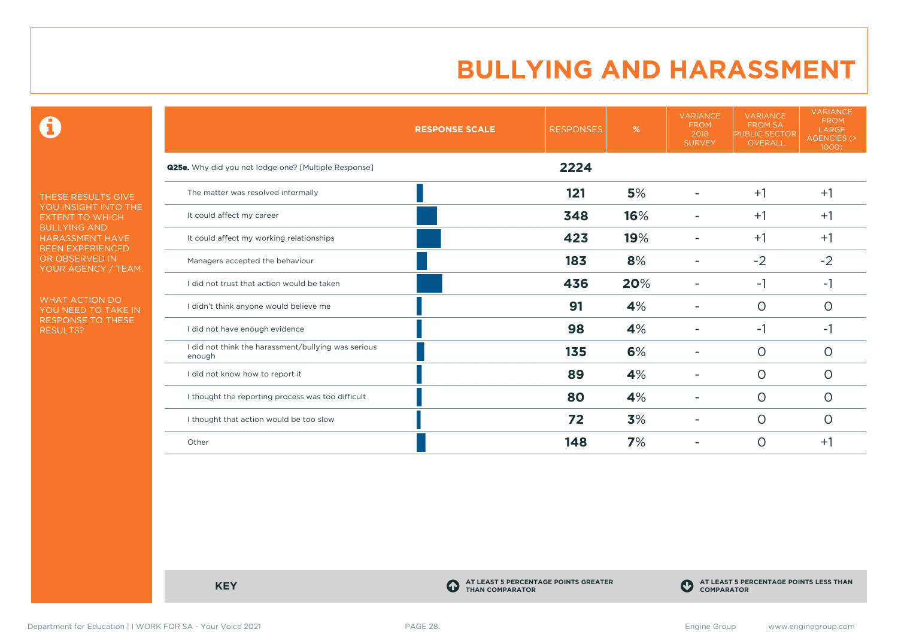# BULLYING AND HARASSMENT

THESE RESULTS GIVE YOU INSIGHT INTO THE EXTENT TO WHICH BULLYING AND HARASSMENT HAVE BEEN EXPERIENCED OR OBSERVED IN YOUR AGENCY / TEAM.

WHAT ACTION DO YOU NEED TO TAKE IN RESPONSE TO THESE RESULTS?

| RESPONSE SCALE | RESPONSES | % | VARIANCE FROM 2018 SURVEY | VARIANCE FROM SA PUBLIC SECTOR OVERALL | VARIANCE FROM LARGE AGENCIES (> 1000) |
|---|---|---|---|---|---|
| **Q25e.** Why did you not lodge one? [Multiple Response] | **2224** | | | | |
| The matter was resolved informally | **121** | **5%** | - | +1 | +1 |
| It could affect my career | **348** | **16%** | - | +1 | +1 |
| It could affect my working relationships | **423** | **19%** | - | +1 | +1 |
| Managers accepted the behaviour | **183** | **8%** | - | -2 | -2 |
| I did not trust that action would be taken | **436** | **20%** | - | -1 | -1 |
| I didn't think anyone would believe me | **91** | **4%** | - | 0 | 0 |
| I did not have enough evidence | **98** | **4%** | - | -1 | -1 |
| I did not think the harassment/bullying was serious enough | **135** | **6%** | - | 0 | 0 |
| I did not know how to report it | **89** | **4%** | - | 0 | 0 |
| I thought the reporting process was too difficult | **80** | **4%** | - | 0 | 0 |
| I thought that action would be too slow | **72** | **3%** | - | 0 | 0 |
| Other | **148** | **7%** | - | 0 | +1 |

**KEY**

AT LEAST 5 PERCENTAGE POINTS GREATER THAN COMPARATOR

AT LEAST 5 PERCENTAGE POINTS LESS THAN COMPARATOR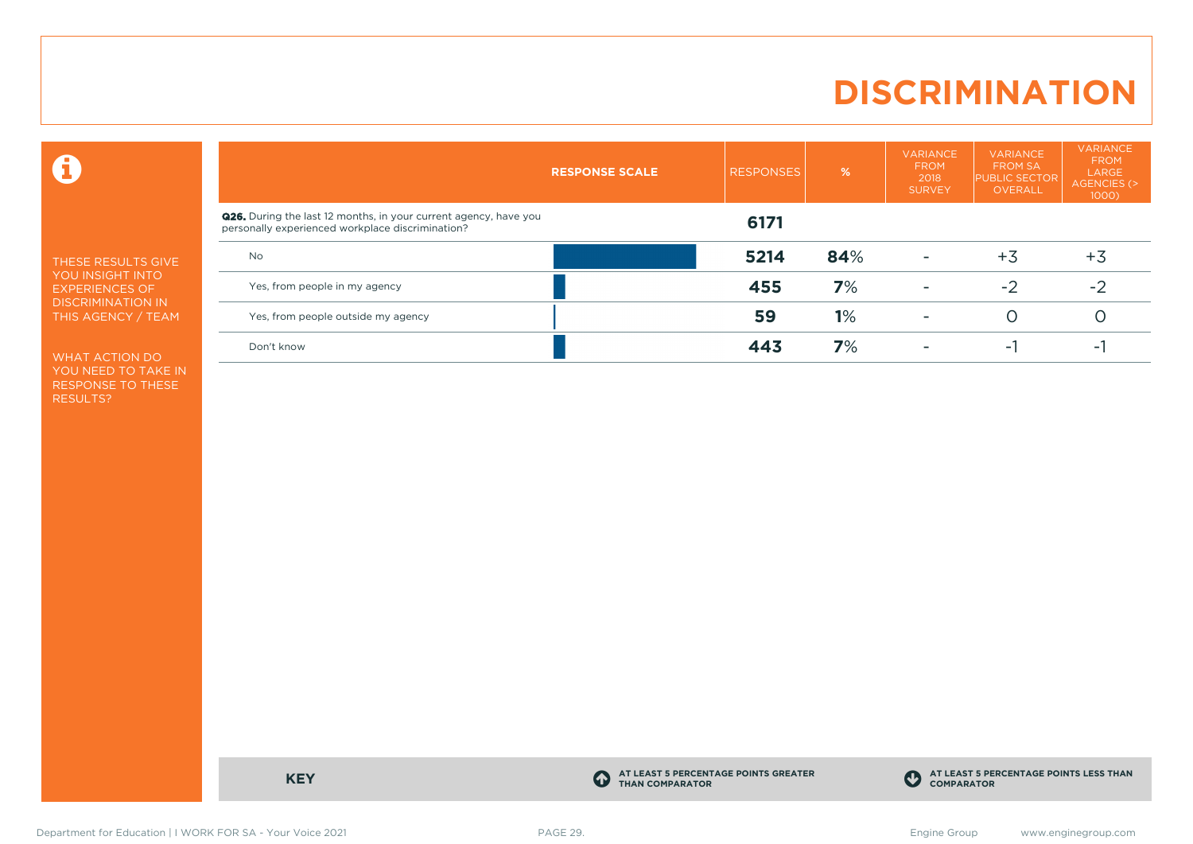# DISCRIMINATION

THESE RESULTS GIVE YOU INSIGHT INTO EXPERIENCES OF DISCRIMINATION IN THIS AGENCY / TEAM

WHAT ACTION DO YOU NEED TO TAKE IN RESPONSE TO THESE RESULTS?

| RESPONSE SCALE | RESPONSES | % | VARIANCE FROM 2018 SURVEY | VARIANCE FROM SA PUBLIC SECTOR OVERALL | VARIANCE FROM LARGE AGENCIES (> 1000) |
|---|---|---|---|---|---|
| **Q26.** During the last 12 months, in your current agency, have you personally experienced workplace discrimination? | **6171** | | | | |
| No | **5214** | **84**% | - | +3 | +3 |
| Yes, from people in my agency | **455** | **7**% | - | -2 | -2 |
| Yes, from people outside my agency | **59** | **1**% | - | 0 | 0 |
| Don't know | **443** | **7**% | - | -1 | -1 |

**KEY**

AT LEAST 5 PERCENTAGE POINTS GREATER THAN COMPARATOR

AT LEAST 5 PERCENTAGE POINTS LESS THAN COMPARATOR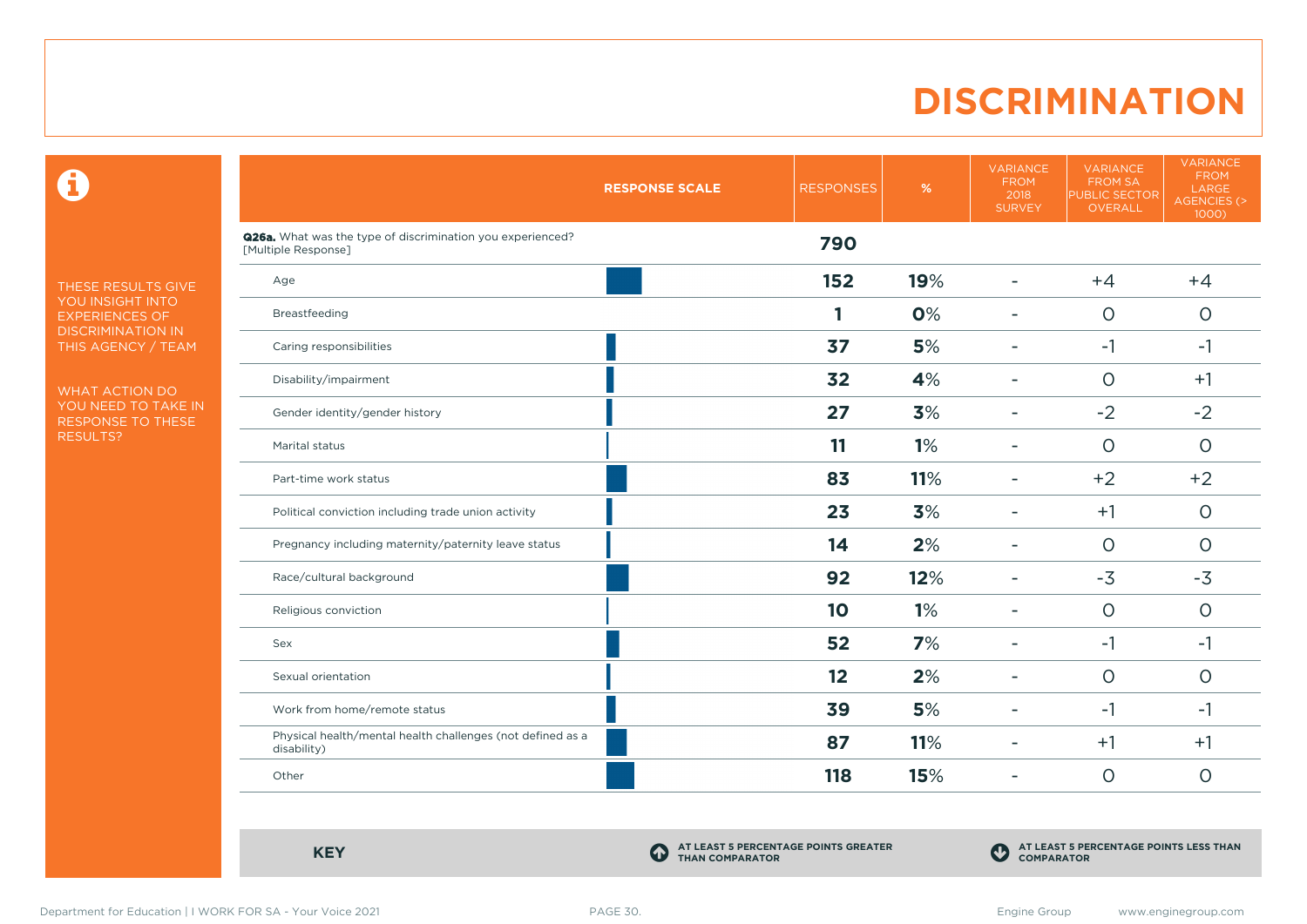# DISCRIMINATION

THESE RESULTS GIVE YOU INSIGHT INTO EXPERIENCES OF DISCRIMINATION IN THIS AGENCY / TEAM

WHAT ACTION DO YOU NEED TO TAKE IN RESPONSE TO THESE RESULTS?

| | RESPONSE SCALE | RESPONSES | % | VARIANCE FROM 2018 SURVEY | VARIANCE FROM SA PUBLIC SECTOR OVERALL | VARIANCE FROM LARGE AGENCIES (> 1000) |
|---|---|---|---|---|---|---|
| **Q26a.** What was the type of discrimination you experienced? [Multiple Response] | | **790** | | | | |
| Age | | **152** | **19%** | - | +4 | +4 |
| Breastfeeding | | **1** | **0%** | - | 0 | 0 |
| Caring responsibilities | | **37** | **5%** | - | -1 | -1 |
| Disability/impairment | | **32** | **4%** | - | 0 | +1 |
| Gender identity/gender history | | **27** | **3%** | - | -2 | -2 |
| Marital status | | **11** | **1%** | - | 0 | 0 |
| Part-time work status | | **83** | **11%** | - | +2 | +2 |
| Political conviction including trade union activity | | **23** | **3%** | - | +1 | 0 |
| Pregnancy including maternity/paternity leave status | | **14** | **2%** | - | 0 | 0 |
| Race/cultural background | | **92** | **12%** | - | -3 | -3 |
| Religious conviction | | **10** | **1%** | - | 0 | 0 |
| Sex | | **52** | **7%** | - | -1 | -1 |
| Sexual orientation | | **12** | **2%** | - | 0 | 0 |
| Work from home/remote status | | **39** | **5%** | - | -1 | -1 |
| Physical health/mental health challenges (not defined as a disability) | | **87** | **11%** | - | +1 | +1 |
| Other | | **118** | **15%** | - | 0 | 0 |

**KEY**

AT LEAST 5 PERCENTAGE POINTS GREATER THAN COMPARATOR

AT LEAST 5 PERCENTAGE POINTS LESS THAN COMPARATOR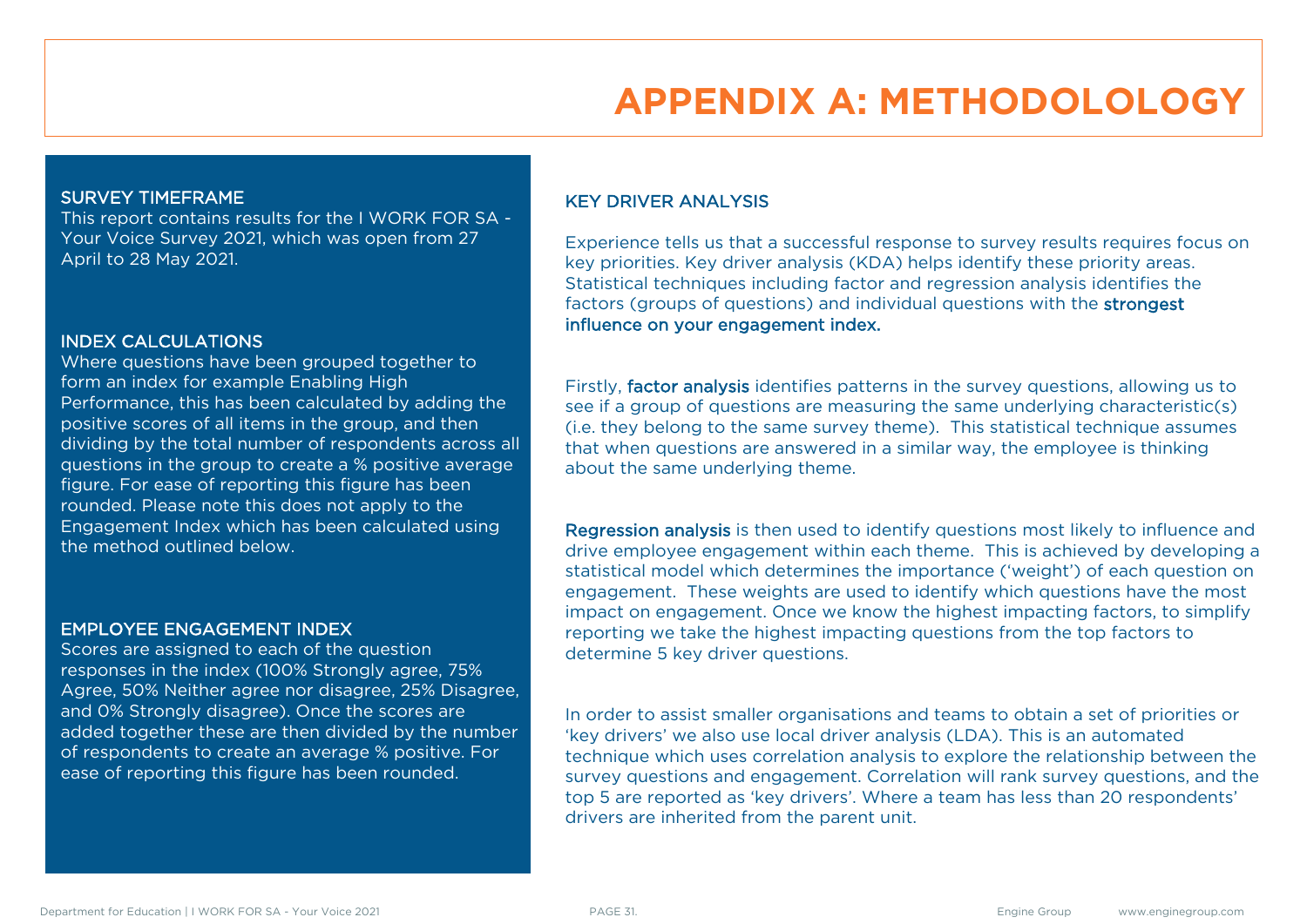# APPENDIX A: METHODOLOLOGY

## SURVEY TIMEFRAME

This report contains results for the I WORK FOR SA - Your Voice Survey 2021, which was open from 27 April to 28 May 2021.

## INDEX CALCULATIONS

Where questions have been grouped together to form an index for example Enabling High Performance, this has been calculated by adding the positive scores of all items in the group, and then dividing by the total number of respondents across all questions in the group to create a % positive average figure. For ease of reporting this figure has been rounded. Please note this does not apply to the Engagement Index which has been calculated using the method outlined below.

## EMPLOYEE ENGAGEMENT INDEX

Scores are assigned to each of the question responses in the index (100% Strongly agree, 75% Agree, 50% Neither agree nor disagree, 25% Disagree, and 0% Strongly disagree). Once the scores are added together these are then divided by the number of respondents to create an average % positive. For ease of reporting this figure has been rounded.

## KEY DRIVER ANALYSIS

Experience tells us that a successful response to survey results requires focus on key priorities. Key driver analysis (KDA) helps identify these priority areas. Statistical techniques including factor and regression analysis identifies the factors (groups of questions) and individual questions with the **strongest influence on your engagement index.**

Firstly, **factor analysis** identifies patterns in the survey questions, allowing us to see if a group of questions are measuring the same underlying characteristic(s) (i.e. they belong to the same survey theme). This statistical technique assumes that when questions are answered in a similar way, the employee is thinking about the same underlying theme.

**Regression analysis** is then used to identify questions most likely to influence and drive employee engagement within each theme. This is achieved by developing a statistical model which determines the importance ('weight') of each question on engagement. These weights are used to identify which questions have the most impact on engagement. Once we know the highest impacting factors, to simplify reporting we take the highest impacting questions from the top factors to determine 5 key driver questions.

In order to assist smaller organisations and teams to obtain a set of priorities or 'key drivers' we also use local driver analysis (LDA). This is an automated technique which uses correlation analysis to explore the relationship between the survey questions and engagement. Correlation will rank survey questions, and the top 5 are reported as 'key drivers'. Where a team has less than 20 respondents' drivers are inherited from the parent unit.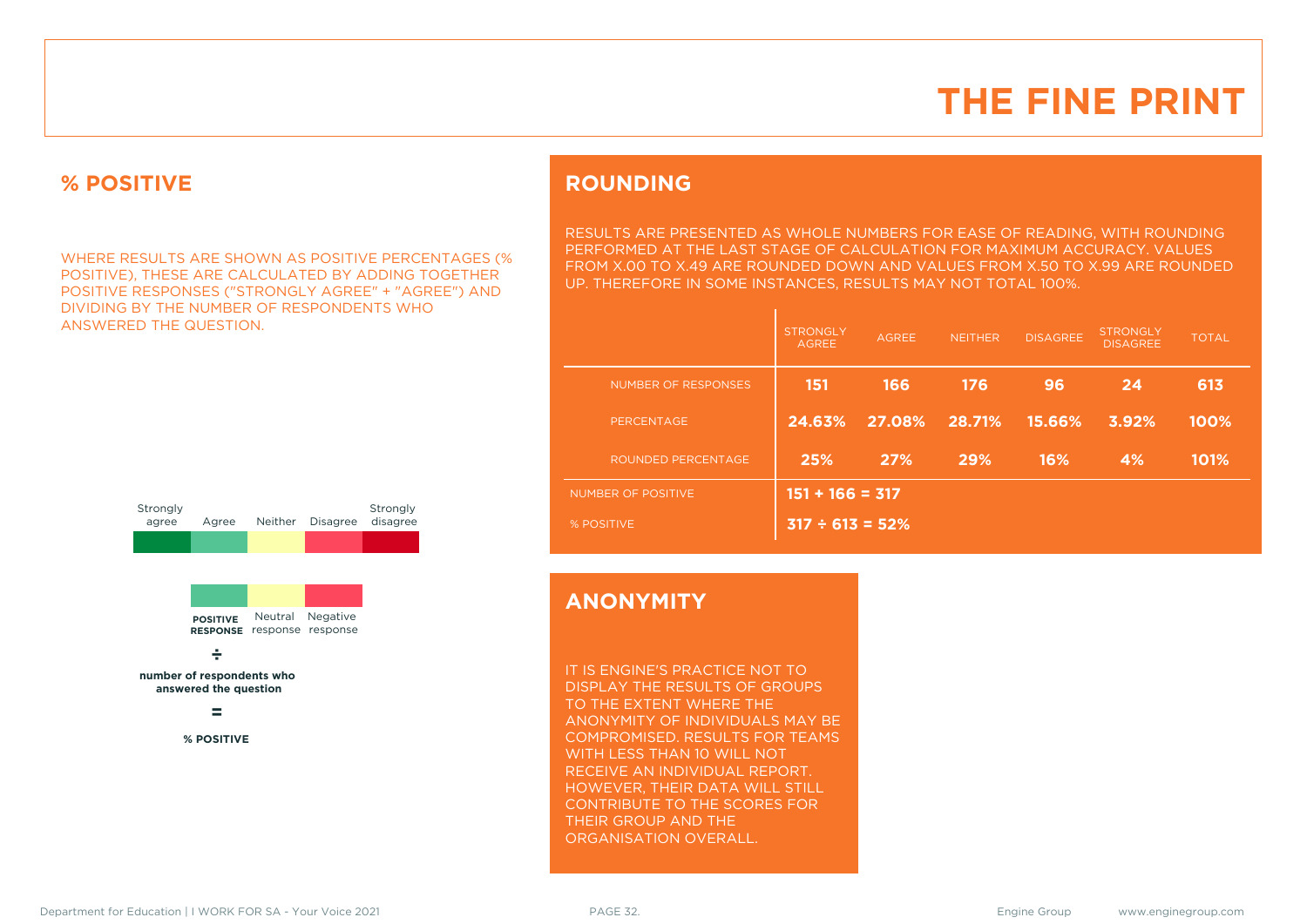# THE FINE PRINT

## % POSITIVE

WHERE RESULTS ARE SHOWN AS POSITIVE PERCENTAGES (% POSITIVE), THESE ARE CALCULATED BY ADDING TOGETHER POSITIVE RESPONSES ("STRONGLY AGREE" + "AGREE") AND DIVIDING BY THE NUMBER OF RESPONDENTS WHO ANSWERED THE QUESTION.

Strongly agree | Agree | Neither | Disagree | Strongly disagree

**POSITIVE RESPONSE** | Neutral response | Negative response

÷

**number of respondents who answered the question**

=

**% POSITIVE**

## ROUNDING

RESULTS ARE PRESENTED AS WHOLE NUMBERS FOR EASE OF READING, WITH ROUNDING PERFORMED AT THE LAST STAGE OF CALCULATION FOR MAXIMUM ACCURACY. VALUES FROM X.00 TO X.49 ARE ROUNDED DOWN AND VALUES FROM X.50 TO X.99 ARE ROUNDED UP. THEREFORE IN SOME INSTANCES, RESULTS MAY NOT TOTAL 100%.

| | STRONGLY AGREE | AGREE | NEITHER | DISAGREE | STRONGLY DISAGREE | TOTAL |
|---|---|---|---|---|---|---|
| NUMBER OF RESPONSES | **151** | **166** | **176** | **96** | **24** | **613** |
| PERCENTAGE | **24.63%** | **27.08%** | **28.71%** | **15.66%** | **3.92%** | **100%** |
| ROUNDED PERCENTAGE | **25%** | **27%** | **29%** | **16%** | **4%** | **101%** |
| NUMBER OF POSITIVE | **151 + 166 = 317** | | | | | |
| % POSITIVE | **317 ÷ 613 = 52%** | | | | | |

## ANONYMITY

IT IS ENGINE'S PRACTICE NOT TO DISPLAY THE RESULTS OF GROUPS TO THE EXTENT WHERE THE ANONYMITY OF INDIVIDUALS MAY BE COMPROMISED. RESULTS FOR TEAMS WITH LESS THAN 10 WILL NOT RECEIVE AN INDIVIDUAL REPORT. HOWEVER, THEIR DATA WILL STILL CONTRIBUTE TO THE SCORES FOR THEIR GROUP AND THE ORGANISATION OVERALL.